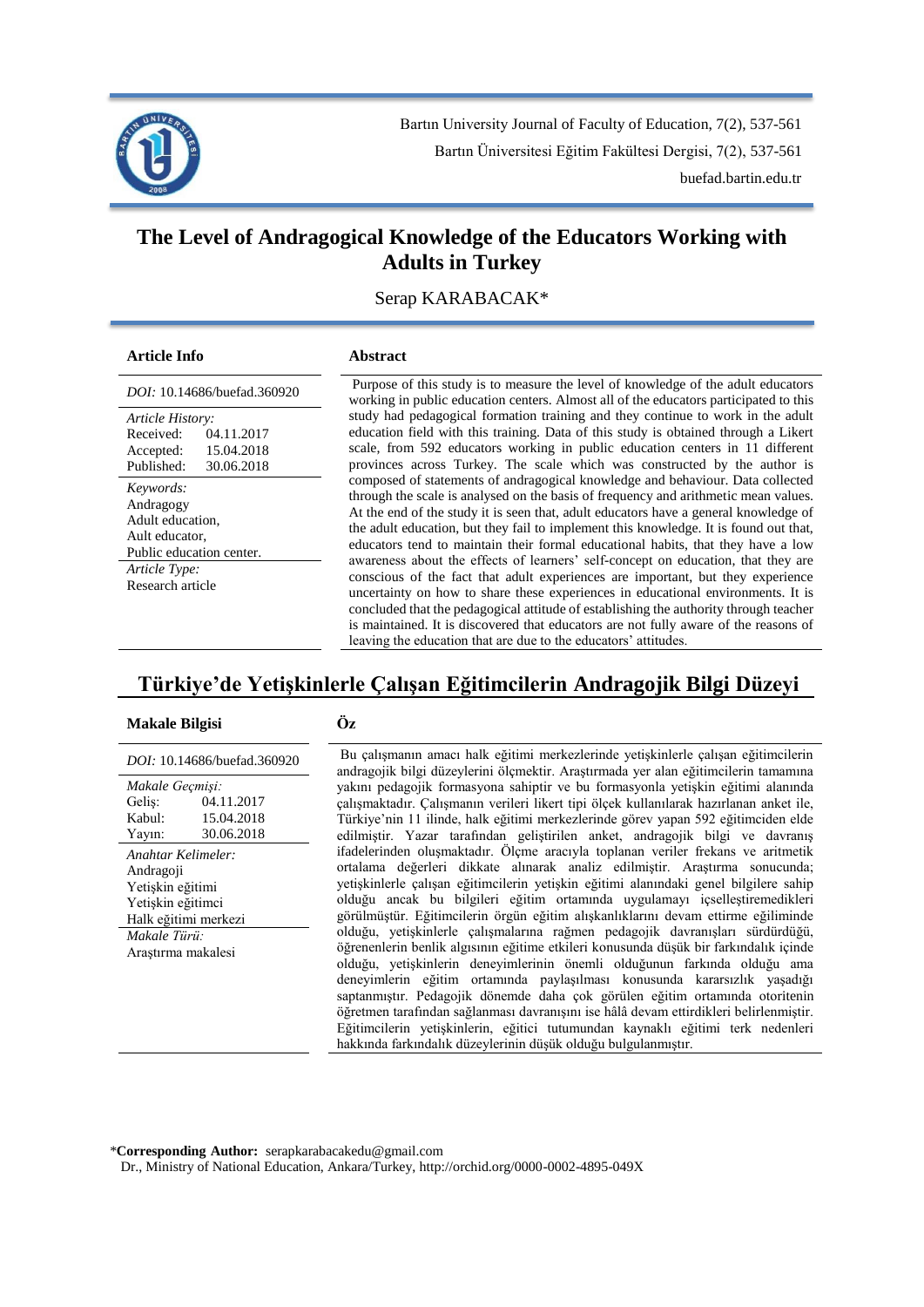# The Level of Andragogical Knowledge of the Educators Working with Adults in Turkey

Serap KARABACAK*

**Article Info**

*DOI:* 10.14686/buefad.360920

*Article History:*
Received: 04.11.2017
Accepted: 15.04.2018
Published: 30.06.2018

*Keywords:*
Andragogy
Adult education,
Ault educator,
Public education center.

*Article Type:*
Research article

**Abstract**

Purpose of this study is to measure the level of knowledge of the adult educators working in public education centers. Almost all of the educators participated to this study had pedagogical formation training and they continue to work in the adult education field with this training. Data of this study is obtained through a Likert scale, from 592 educators working in public education centers in 11 different provinces across Turkey. The scale which was constructed by the author is composed of statements of andragogical knowledge and behaviour. Data collected through the scale is analysed on the basis of frequency and arithmetic mean values. At the end of the study it is seen that, adult educators have a general knowledge of the adult education, but they fail to implement this knowledge. It is found out that, educators tend to maintain their formal educational habits, that they have a low awareness about the effects of learners' self-concept on education, that they are conscious of the fact that adult experiences are important, but they experience uncertainty on how to share these experiences in educational environments. It is concluded that the pedagogical attitude of establishing the authority through teacher is maintained. It is discovered that educators are not fully aware of the reasons of leaving the education that are due to the educators' attitudes.

# Türkiye'de Yetişkinlerle Çalışan Eğitimcilerin Andragojik Bilgi Düzeyi

**Makale Bilgisi**

*DOI:* 10.14686/buefad.360920

*Makale Geçmişi:*
Geliş: 04.11.2017
Kabul: 15.04.2018
Yayın: 30.06.2018

*Anahtar Kelimeler:*
Andragoji
Yetişkin eğitimi
Yetişkin eğitimci
Halk eğitimi merkezi

*Makale Türü:*
Araştırma makalesi

**Öz**

Bu çalışmanın amacı halk eğitimi merkezlerinde yetişkinlerle çalışan eğitimcilerin andragojik bilgi düzeylerini ölçmektir. Araştırmada yer alan eğitimcilerin tamamına yakını pedagojik formasyona sahiptir ve bu formasyonla yetişkin eğitimi alanında çalışmaktadır. Çalışmanın verileri likert tipi ölçek kullanılarak hazırlanan anket ile, Türkiye'nin 11 ilinde, halk eğitimi merkezlerinde görev yapan 592 eğitimciden elde edilmiştir. Yazar tarafından geliştirilen anket, andragojik bilgi ve davranış ifadelerinden oluşmaktadır. Ölçme aracıyla toplanan veriler frekans ve aritmetik ortalama değerleri dikkate alınarak analiz edilmiştir. Araştırma sonucunda; yetişkinlerle çalışan eğitimcilerin yetişkin eğitimi alanındaki genel bilgilere sahip olduğu ancak bu bilgileri eğitim ortamında uygulamayı içselleştiremedikleri görülmüştür. Eğitimcilerin örgün eğitim alışkanlıklarını devam ettirme eğiliminde olduğu, yetişkinlerle çalışmalarına rağmen pedagojik davranışları sürdürdüğü, öğrenenlerin benlik algısının eğitime etkileri konusunda düşük bir farkındalık içinde olduğu, yetişkinlerin deneyimlerinin önemli olduğunun farkında olduğu ama deneyimlerin eğitim ortamında paylaşılması konusunda kararsızlık yaşadığı saptanmıştır. Pedagojik dönemde daha çok görülen eğitim ortamında otoritenin öğretmen tarafından sağlanması davranışını ise hâlâ devam ettirdikleri belirlenmiştir. Eğitimcilerin yetişkinlerin, eğitici tutumundan kaynaklı eğitimi terk nedenleri hakkında farkındalık düzeylerinin düşük olduğu bulgulanmıştır.

---

***Corresponding Author:** serapkarabacakedu@gmail.com
Dr., Ministry of National Education, Ankara/Turkey, http://orchid.org/0000-0002-4895-049X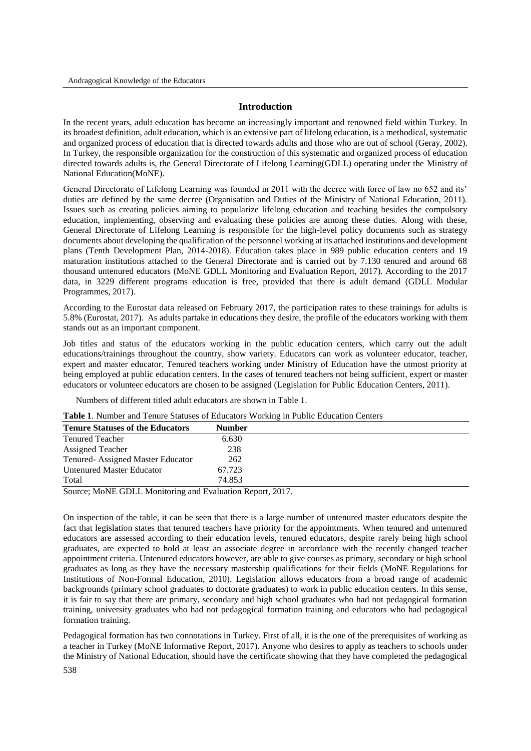## Introduction

In the recent years, adult education has become an increasingly important and renowned field within Turkey. In its broadest definition, adult education, which is an extensive part of lifelong education, is a methodical, systematic and organized process of education that is directed towards adults and those who are out of school (Geray, 2002). In Turkey, the responsible organization for the construction of this systematic and organized process of education directed towards adults is, the General Directorate of Lifelong Learning(GDLL) operating under the Ministry of National Education(MoNE).

General Directorate of Lifelong Learning was founded in 2011 with the decree with force of law no 652 and its' duties are defined by the same decree (Organisation and Duties of the Ministry of National Education, 2011). Issues such as creating policies aiming to popularize lifelong education and teaching besides the compulsory education, implementing, observing and evaluating these policies are among these duties. Along with these, General Directorate of Lifelong Learning is responsible for the high-level policy documents such as strategy documents about developing the qualification of the personnel working at its attached institutions and development plans (Tenth Development Plan, 2014-2018). Education takes place in 989 public education centers and 19 maturation institutions attached to the General Directorate and is carried out by 7.130 tenured and around 68 thousand untenured educators (MoNE GDLL Monitoring and Evaluation Report, 2017). According to the 2017 data, in 3229 different programs education is free, provided that there is adult demand (GDLL Modular Programmes, 2017).

According to the Eurostat data released on February 2017, the participation rates to these trainings for adults is 5.8% (Eurostat, 2017). As adults partake in educations they desire, the profile of the educators working with them stands out as an important component.

Job titles and status of the educators working in the public education centers, which carry out the adult educations/trainings throughout the country, show variety. Educators can work as volunteer educator, teacher, expert and master educator. Tenured teachers working under Ministry of Education have the utmost priority at being employed at public education centers. In the cases of tenured teachers not being sufficient, expert or master educators or volunteer educators are chosen to be assigned (Legislation for Public Education Centers, 2011).

Numbers of different titled adult educators are shown in Table 1.

**Table 1**. Number and Tenure Statuses of Educators Working in Public Education Centers

| Tenure Statuses of the Educators | Number |
|---|---|
| Tenured Teacher | 6.630 |
| Assigned Teacher | 238 |
| Tenured- Assigned Master Educator | 262 |
| Untenured Master Educator | 67.723 |
| Total | 74.853 |

Source; MoNE GDLL Monitoring and Evaluation Report, 2017.

On inspection of the table, it can be seen that there is a large number of untenured master educators despite the fact that legislation states that tenured teachers have priority for the appointments. When tenured and untenured educators are assessed according to their education levels, tenured educators, despite rarely being high school graduates, are expected to hold at least an associate degree in accordance with the recently changed teacher appointment criteria. Untenured educators however, are able to give courses as primary, secondary or high school graduates as long as they have the necessary mastership qualifications for their fields (MoNE Regulations for Institutions of Non-Formal Education, 2010). Legislation allows educators from a broad range of academic backgrounds (primary school graduates to doctorate graduates) to work in public education centers. In this sense, it is fair to say that there are primary, secondary and high school graduates who had not pedagogical formation training, university graduates who had not pedagogical formation training and educators who had pedagogical formation training.

Pedagogical formation has two connotations in Turkey. First of all, it is the one of the prerequisites of working as a teacher in Turkey (MoNE Informative Report, 2017). Anyone who desires to apply as teachers to schools under the Ministry of National Education, should have the certificate showing that they have completed the pedagogical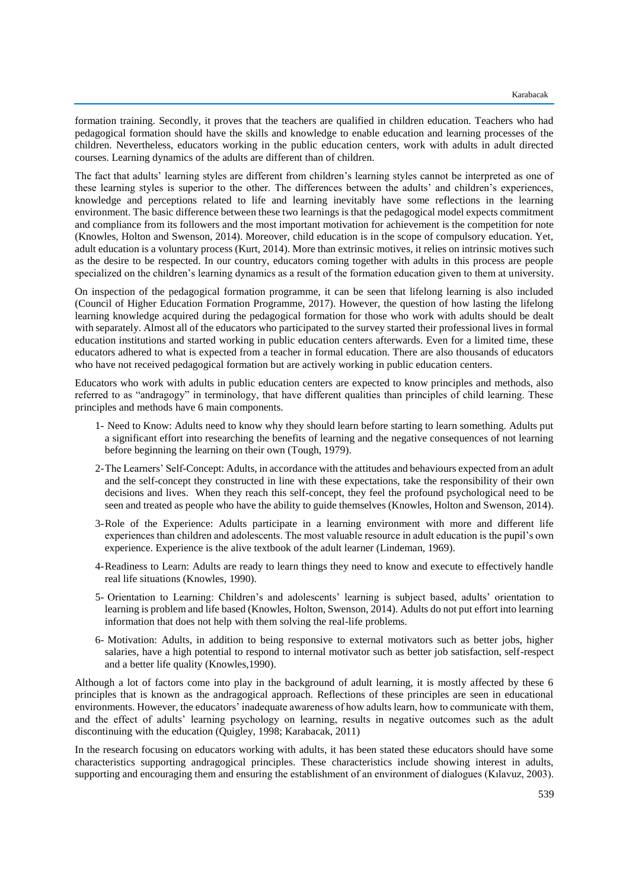formation training. Secondly, it proves that the teachers are qualified in children education. Teachers who had pedagogical formation should have the skills and knowledge to enable education and learning processes of the children. Nevertheless, educators working in the public education centers, work with adults in adult directed courses. Learning dynamics of the adults are different than of children.

The fact that adults' learning styles are different from children's learning styles cannot be interpreted as one of these learning styles is superior to the other. The differences between the adults' and children's experiences, knowledge and perceptions related to life and learning inevitably have some reflections in the learning environment. The basic difference between these two learnings is that the pedagogical model expects commitment and compliance from its followers and the most important motivation for achievement is the competition for note (Knowles, Holton and Swenson, 2014). Moreover, child education is in the scope of compulsory education. Yet, adult education is a voluntary process (Kurt, 2014). More than extrinsic motives, it relies on intrinsic motives such as the desire to be respected. In our country, educators coming together with adults in this process are people specialized on the children's learning dynamics as a result of the formation education given to them at university.

On inspection of the pedagogical formation programme, it can be seen that lifelong learning is also included (Council of Higher Education Formation Programme, 2017). However, the question of how lasting the lifelong learning knowledge acquired during the pedagogical formation for those who work with adults should be dealt with separately. Almost all of the educators who participated to the survey started their professional lives in formal education institutions and started working in public education centers afterwards. Even for a limited time, these educators adhered to what is expected from a teacher in formal education. There are also thousands of educators who have not received pedagogical formation but are actively working in public education centers.

Educators who work with adults in public education centers are expected to know principles and methods, also referred to as "andragogy" in terminology, that have different qualities than principles of child learning. These principles and methods have 6 main components.

1- Need to Know: Adults need to know why they should learn before starting to learn something. Adults put a significant effort into researching the benefits of learning and the negative consequences of not learning before beginning the learning on their own (Tough, 1979).

2- The Learners' Self-Concept: Adults, in accordance with the attitudes and behaviours expected from an adult and the self-concept they constructed in line with these expectations, take the responsibility of their own decisions and lives. When they reach this self-concept, they feel the profound psychological need to be seen and treated as people who have the ability to guide themselves (Knowles, Holton and Swenson, 2014).

3- Role of the Experience: Adults participate in a learning environment with more and different life experiences than children and adolescents. The most valuable resource in adult education is the pupil's own experience. Experience is the alive textbook of the adult learner (Lindeman, 1969).

4- Readiness to Learn: Adults are ready to learn things they need to know and execute to effectively handle real life situations (Knowles, 1990).

5- Orientation to Learning: Children's and adolescents' learning is subject based, adults' orientation to learning is problem and life based (Knowles, Holton, Swenson, 2014). Adults do not put effort into learning information that does not help with them solving the real-life problems.

6- Motivation: Adults, in addition to being responsive to external motivators such as better jobs, higher salaries, have a high potential to respond to internal motivator such as better job satisfaction, self-respect and a better life quality (Knowles,1990).

Although a lot of factors come into play in the background of adult learning, it is mostly affected by these 6 principles that is known as the andragogical approach. Reflections of these principles are seen in educational environments. However, the educators' inadequate awareness of how adults learn, how to communicate with them, and the effect of adults' learning psychology on learning, results in negative outcomes such as the adult discontinuing with the education (Quigley, 1998; Karabacak, 2011)

In the research focusing on educators working with adults, it has been stated these educators should have some characteristics supporting andragogical principles. These characteristics include showing interest in adults, supporting and encouraging them and ensuring the establishment of an environment of dialogues (Kılavuz, 2003).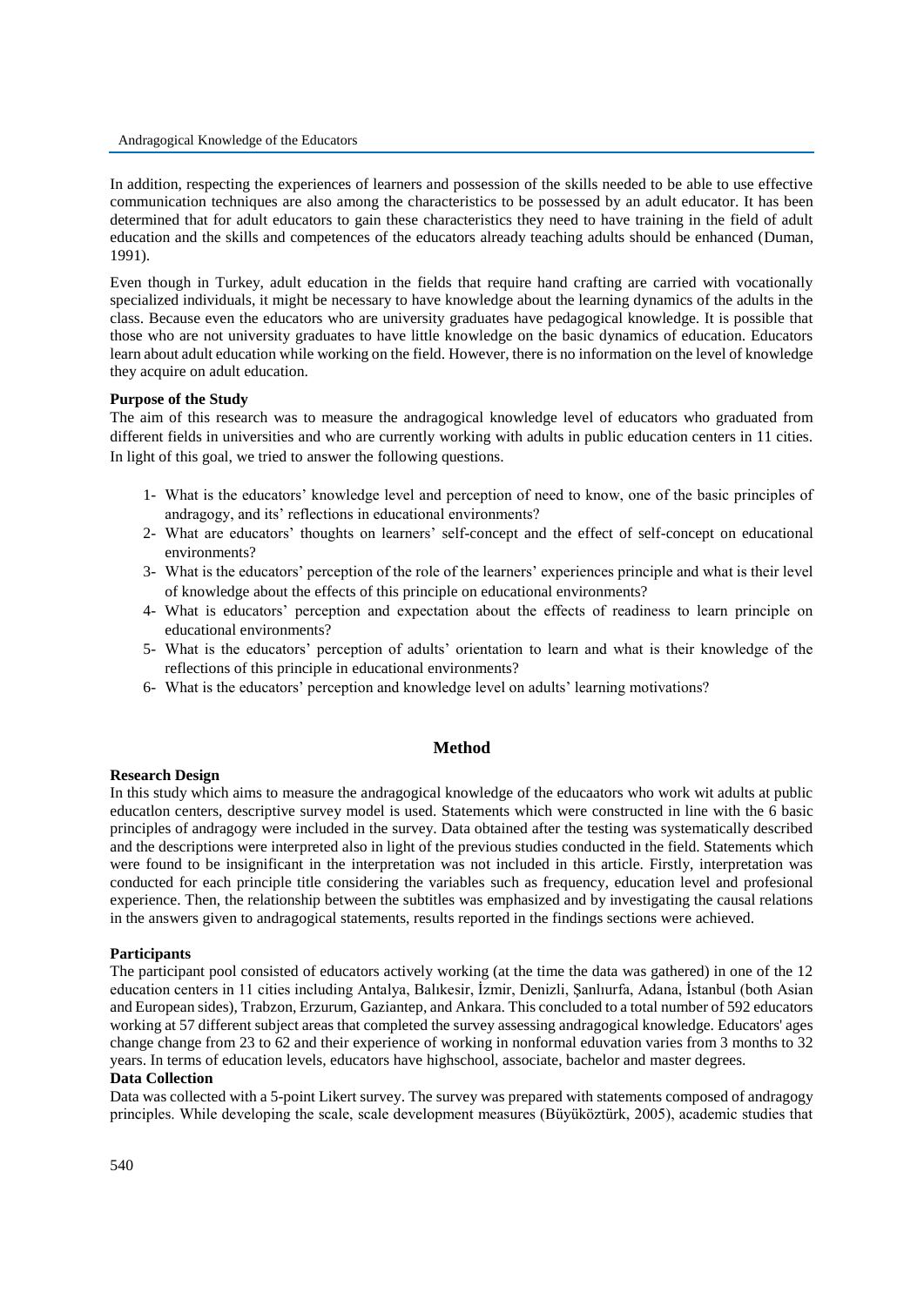In addition, respecting the experiences of learners and possession of the skills needed to be able to use effective communication techniques are also among the characteristics to be possessed by an adult educator. It has been determined that for adult educators to gain these characteristics they need to have training in the field of adult education and the skills and competences of the educators already teaching adults should be enhanced (Duman, 1991).

Even though in Turkey, adult education in the fields that require hand crafting are carried with vocationally specialized individuals, it might be necessary to have knowledge about the learning dynamics of the adults in the class. Because even the educators who are university graduates have pedagogical knowledge. It is possible that those who are not university graduates to have little knowledge on the basic dynamics of education. Educators learn about adult education while working on the field. However, there is no information on the level of knowledge they acquire on adult education.

**Purpose of the Study**

The aim of this research was to measure the andragogical knowledge level of educators who graduated from different fields in universities and who are currently working with adults in public education centers in 11 cities. In light of this goal, we tried to answer the following questions.

1- What is the educators' knowledge level and perception of need to know, one of the basic principles of andragogy, and its' reflections in educational environments?
2- What are educators' thoughts on learners' self-concept and the effect of self-concept on educational environments?
3- What is the educators' perception of the role of the learners' experiences principle and what is their level of knowledge about the effects of this principle on educational environments?
4- What is educators' perception and expectation about the effects of readiness to learn principle on educational environments?
5- What is the educators' perception of adults' orientation to learn and what is their knowledge of the reflections of this principle in educational environments?
6- What is the educators' perception and knowledge level on adults' learning motivations?

## Method

**Research Design**

In this study which aims to measure the andragogical knowledge of the educaators who work wit adults at public educatlon centers, descriptive survey model is used. Statements which were constructed in line with the 6 basic principles of andragogy were included in the survey. Data obtained after the testing was systematically described and the descriptions were interpreted also in light of the previous studies conducted in the field. Statements which were found to be insignificant in the interpretation was not included in this article. Firstly, interpretation was conducted for each principle title considering the variables such as frequency, education level and profesional experience. Then, the relationship between the subtitles was emphasized and by investigating the causal relations in the answers given to andragogical statements, results reported in the findings sections were achieved.

**Participants**

The participant pool consisted of educators actively working (at the time the data was gathered) in one of the 12 education centers in 11 cities including Antalya, Balıkesir, İzmir, Denizli, Şanlıurfa, Adana, İstanbul (both Asian and European sides), Trabzon, Erzurum, Gaziantep, and Ankara. This concluded to a total number of 592 educators working at 57 different subject areas that completed the survey assessing andragogical knowledge. Educators' ages change change from 23 to 62 and their experience of working in nonformal eduvation varies from 3 months to 32 years. In terms of education levels, educators have highschool, associate, bachelor and master degrees.

**Data Collection**

Data was collected with a 5-point Likert survey. The survey was prepared with statements composed of andragogy principles. While developing the scale, scale development measures (Büyüköztürk, 2005), academic studies that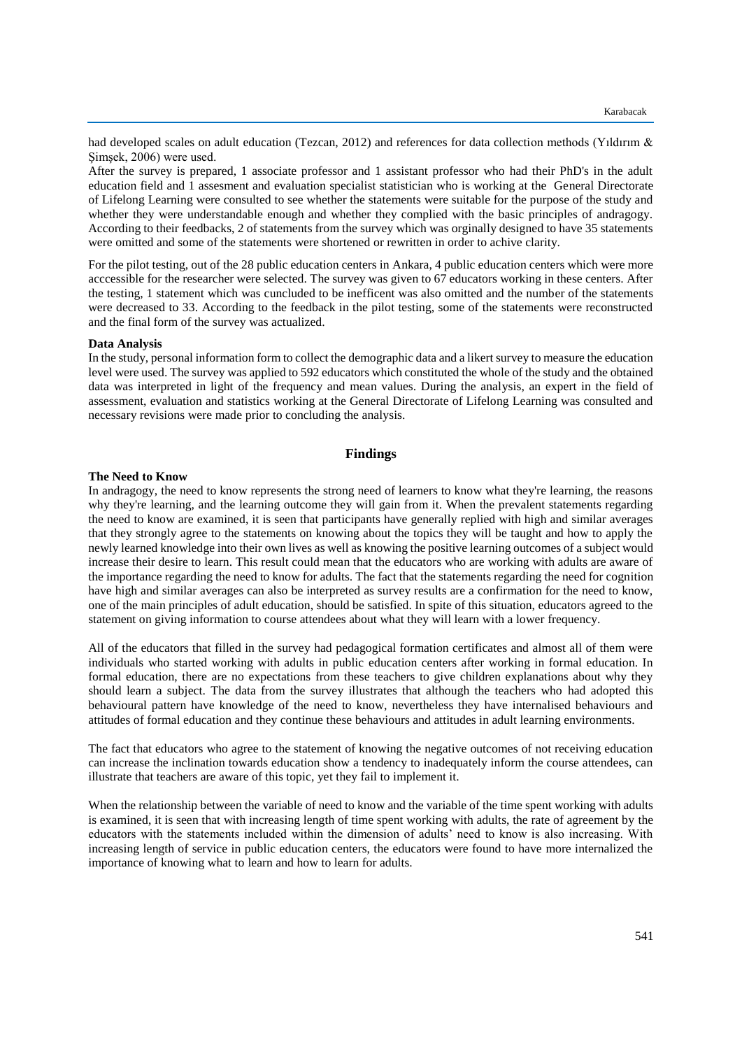had developed scales on adult education (Tezcan, 2012) and references for data collection methods (Yıldırım & Şimşek, 2006) were used.

After the survey is prepared, 1 associate professor and 1 assistant professor who had their PhD's in the adult education field and 1 assesment and evaluation specialist statistician who is working at the General Directorate of Lifelong Learning were consulted to see whether the statements were suitable for the purpose of the study and whether they were understandable enough and whether they complied with the basic principles of andragogy. According to their feedbacks, 2 of statements from the survey which was orginally designed to have 35 statements were omitted and some of the statements were shortened or rewritten in order to achive clarity.

For the pilot testing, out of the 28 public education centers in Ankara, 4 public education centers which were more acccessible for the researcher were selected. The survey was given to 67 educators working in these centers. After the testing, 1 statement which was cuncluded to be inefficent was also omitted and the number of the statements were decreased to 33. According to the feedback in the pilot testing, some of the statements were reconstructed and the final form of the survey was actualized.

**Data Analysis**

In the study, personal information form to collect the demographic data and a likert survey to measure the education level were used. The survey was applied to 592 educators which constituted the whole of the study and the obtained data was interpreted in light of the frequency and mean values. During the analysis, an expert in the field of assessment, evaluation and statistics working at the General Directorate of Lifelong Learning was consulted and necessary revisions were made prior to concluding the analysis.

## Findings

**The Need to Know**

In andragogy, the need to know represents the strong need of learners to know what they're learning, the reasons why they're learning, and the learning outcome they will gain from it. When the prevalent statements regarding the need to know are examined, it is seen that participants have generally replied with high and similar averages that they strongly agree to the statements on knowing about the topics they will be taught and how to apply the newly learned knowledge into their own lives as well as knowing the positive learning outcomes of a subject would increase their desire to learn. This result could mean that the educators who are working with adults are aware of the importance regarding the need to know for adults. The fact that the statements regarding the need for cognition have high and similar averages can also be interpreted as survey results are a confirmation for the need to know, one of the main principles of adult education, should be satisfied. In spite of this situation, educators agreed to the statement on giving information to course attendees about what they will learn with a lower frequency.

All of the educators that filled in the survey had pedagogical formation certificates and almost all of them were individuals who started working with adults in public education centers after working in formal education. In formal education, there are no expectations from these teachers to give children explanations about why they should learn a subject. The data from the survey illustrates that although the teachers who had adopted this behavioural pattern have knowledge of the need to know, nevertheless they have internalised behaviours and attitudes of formal education and they continue these behaviours and attitudes in adult learning environments.

The fact that educators who agree to the statement of knowing the negative outcomes of not receiving education can increase the inclination towards education show a tendency to inadequately inform the course attendees, can illustrate that teachers are aware of this topic, yet they fail to implement it.

When the relationship between the variable of need to know and the variable of the time spent working with adults is examined, it is seen that with increasing length of time spent working with adults, the rate of agreement by the educators with the statements included within the dimension of adults' need to know is also increasing. With increasing length of service in public education centers, the educators were found to have more internalized the importance of knowing what to learn and how to learn for adults.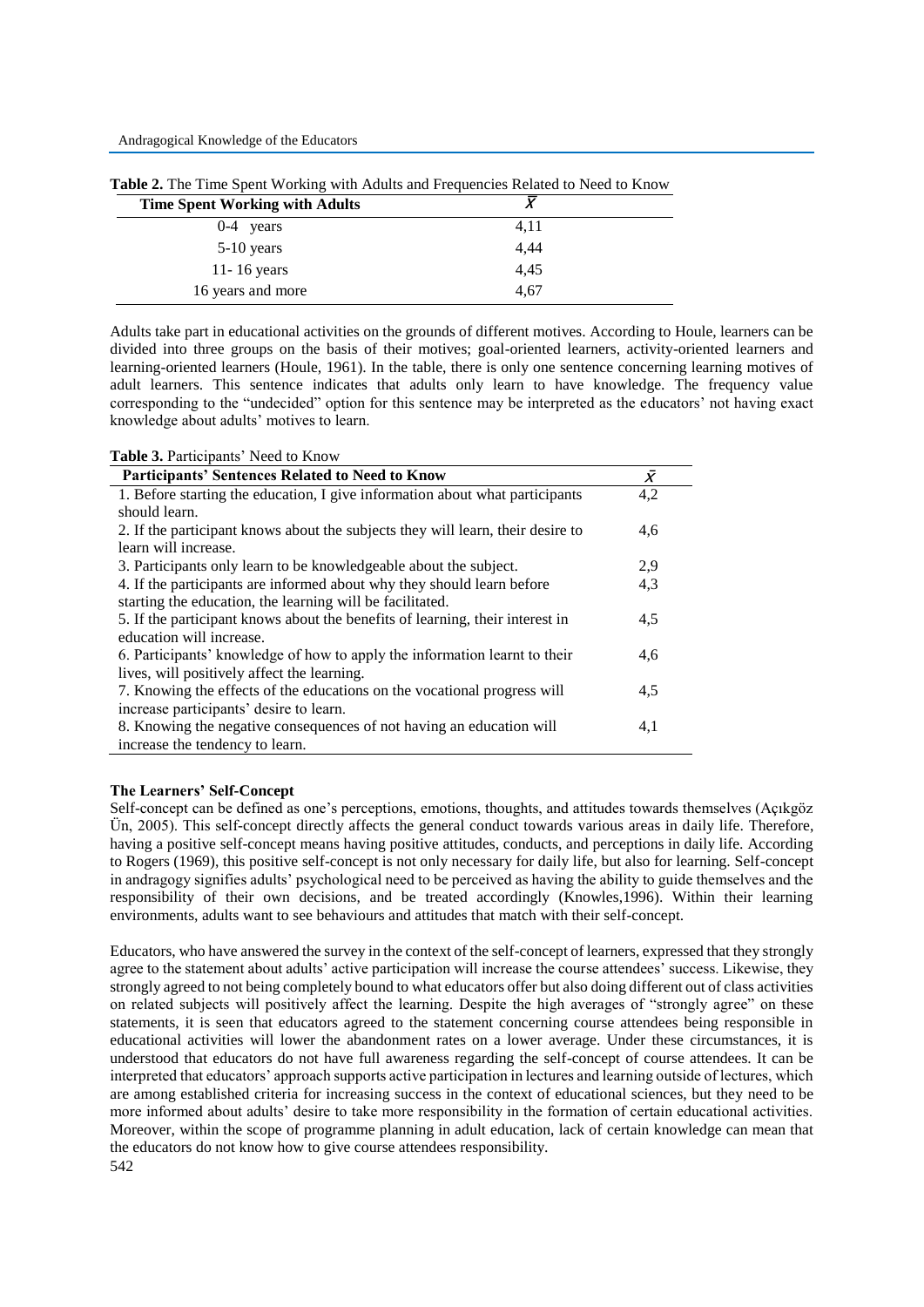**Table 2.** The Time Spent Working with Adults and Frequencies Related to Need to Know

| Time Spent Working with Adults | $\bar{X}$ |
| --- | --- |
| 0-4 years | 4,11 |
| 5-10 years | 4,44 |
| 11- 16 years | 4,45 |
| 16 years and more | 4,67 |

Adults take part in educational activities on the grounds of different motives. According to Houle, learners can be divided into three groups on the basis of their motives; goal-oriented learners, activity-oriented learners and learning-oriented learners (Houle, 1961). In the table, there is only one sentence concerning learning motives of adult learners. This sentence indicates that adults only learn to have knowledge. The frequency value corresponding to the "undecided" option for this sentence may be interpreted as the educators' not having exact knowledge about adults' motives to learn.

**Table 3.** Participants' Need to Know

| Participants' Sentences Related to Need to Know | $\bar{X}$ |
| --- | --- |
| 1. Before starting the education, I give information about what participants should learn. | 4,2 |
| 2. If the participant knows about the subjects they will learn, their desire to learn will increase. | 4,6 |
| 3. Participants only learn to be knowledgeable about the subject. | 2,9 |
| 4. If the participants are informed about why they should learn before starting the education, the learning will be facilitated. | 4,3 |
| 5. If the participant knows about the benefits of learning, their interest in education will increase. | 4,5 |
| 6. Participants' knowledge of how to apply the information learnt to their lives, will positively affect the learning. | 4,6 |
| 7. Knowing the effects of the educations on the vocational progress will increase participants' desire to learn. | 4,5 |
| 8. Knowing the negative consequences of not having an education will increase the tendency to learn. | 4,1 |

### The Learners' Self-Concept

Self-concept can be defined as one's perceptions, emotions, thoughts, and attitudes towards themselves (Açıkgöz Ün, 2005). This self-concept directly affects the general conduct towards various areas in daily life. Therefore, having a positive self-concept means having positive attitudes, conducts, and perceptions in daily life. According to Rogers (1969), this positive self-concept is not only necessary for daily life, but also for learning. Self-concept in andragogy signifies adults' psychological need to be perceived as having the ability to guide themselves and the responsibility of their own decisions, and be treated accordingly (Knowles,1996). Within their learning environments, adults want to see behaviours and attitudes that match with their self-concept.

Educators, who have answered the survey in the context of the self-concept of learners, expressed that they strongly agree to the statement about adults' active participation will increase the course attendees' success. Likewise, they strongly agreed to not being completely bound to what educators offer but also doing different out of class activities on related subjects will positively affect the learning. Despite the high averages of "strongly agree" on these statements, it is seen that educators agreed to the statement concerning course attendees being responsible in educational activities will lower the abandonment rates on a lower average. Under these circumstances, it is understood that educators do not have full awareness regarding the self-concept of course attendees. It can be interpreted that educators' approach supports active participation in lectures and learning outside of lectures, which are among established criteria for increasing success in the context of educational sciences, but they need to be more informed about adults' desire to take more responsibility in the formation of certain educational activities. Moreover, within the scope of programme planning in adult education, lack of certain knowledge can mean that the educators do not know how to give course attendees responsibility.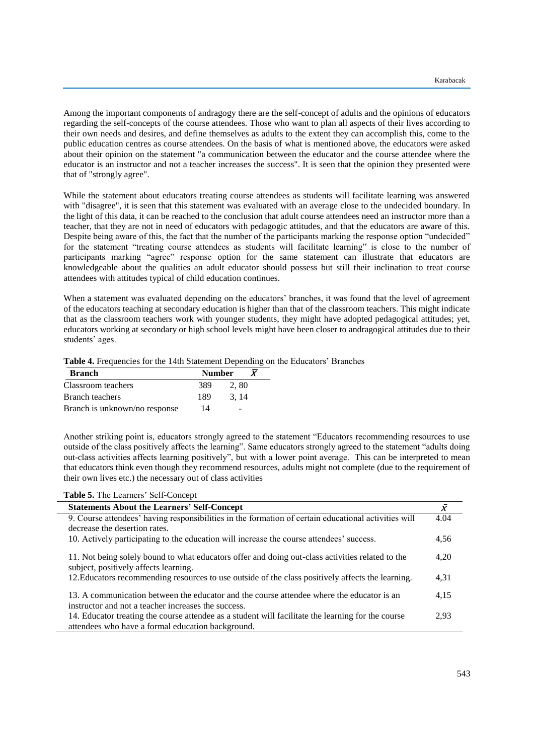Among the important components of andragogy there are the self-concept of adults and the opinions of educators regarding the self-concepts of the course attendees. Those who want to plan all aspects of their lives according to their own needs and desires, and define themselves as adults to the extent they can accomplish this, come to the public education centres as course attendees. On the basis of what is mentioned above, the educators were asked about their opinion on the statement "a communication between the educator and the course attendee where the educator is an instructor and not a teacher increases the success". It is seen that the opinion they presented were that of "strongly agree".

While the statement about educators treating course attendees as students will facilitate learning was answered with "disagree", it is seen that this statement was evaluated with an average close to the undecided boundary. In the light of this data, it can be reached to the conclusion that adult course attendees need an instructor more than a teacher, that they are not in need of educators with pedagogic attitudes, and that the educators are aware of this. Despite being aware of this, the fact that the number of the participants marking the response option "undecided" for the statement "treating course attendees as students will facilitate learning" is close to the number of participants marking "agree" response option for the same statement can illustrate that educators are knowledgeable about the qualities an adult educator should possess but still their inclination to treat course attendees with attitudes typical of child education continues.

When a statement was evaluated depending on the educators' branches, it was found that the level of agreement of the educators teaching at secondary education is higher than that of the classroom teachers. This might indicate that as the classroom teachers work with younger students, they might have adopted pedagogical attitudes; yet, educators working at secondary or high school levels might have been closer to andragogical attitudes due to their students' ages.

**Table 4.** Frequencies for the 14th Statement Depending on the Educators' Branches

| Branch | Number | $\bar{X}$ |
|---|---|---|
| Classroom teachers | 389 | 2, 80 |
| Branch teachers | 189 | 3, 14 |
| Branch is unknown/no response | 14 | - |

Another striking point is, educators strongly agreed to the statement "Educators recommending resources to use outside of the class positively affects the learning". Same educators strongly agreed to the statement "adults doing out-class activities affects learning positively", but with a lower point average. This can be interpreted to mean that educators think even though they recommend resources, adults might not complete (due to the requirement of their own lives etc.) the necessary out of class activities

**Table 5.** The Learners' Self-Concept

| Statements About the Learners' Self-Concept | $\bar{X}$ |
|---|---|
| 9. Course attendees' having responsibilities in the formation of certain educational activities will decrease the desertion rates. | 4.04 |
| 10. Actively participating to the education will increase the course attendees' success. | 4,56 |
| 11. Not being solely bound to what educators offer and doing out-class activities related to the subject, positively affects learning. | 4,20 |
| 12.Educators recommending resources to use outside of the class positively affects the learning. | 4,31 |
| 13. A communication between the educator and the course attendee where the educator is an instructor and not a teacher increases the success. | 4,15 |
| 14. Educator treating the course attendee as a student will facilitate the learning for the course attendees who have a formal education background. | 2,93 |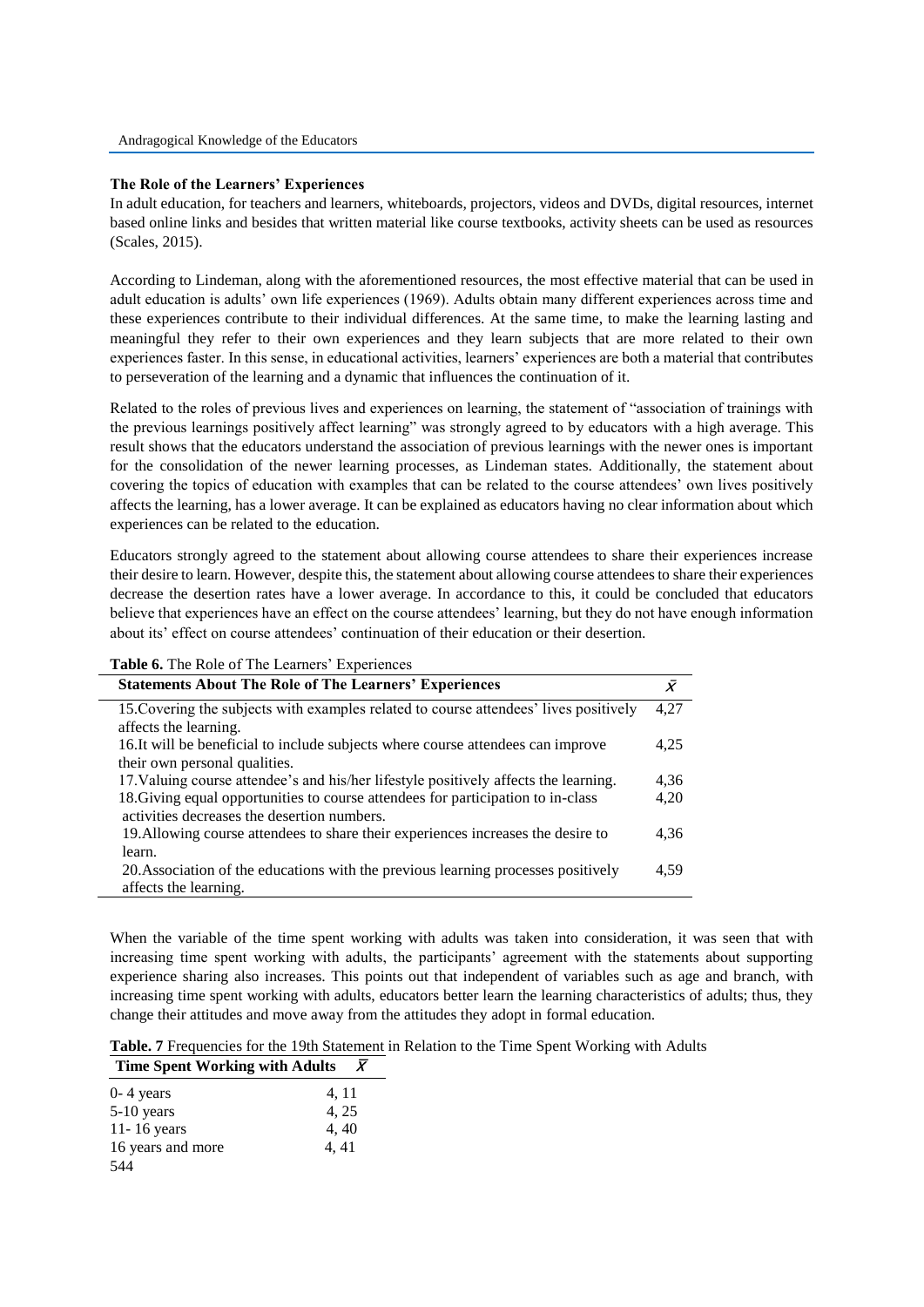### The Role of the Learners' Experiences

In adult education, for teachers and learners, whiteboards, projectors, videos and DVDs, digital resources, internet based online links and besides that written material like course textbooks, activity sheets can be used as resources (Scales, 2015).

According to Lindeman, along with the aforementioned resources, the most effective material that can be used in adult education is adults' own life experiences (1969). Adults obtain many different experiences across time and these experiences contribute to their individual differences. At the same time, to make the learning lasting and meaningful they refer to their own experiences and they learn subjects that are more related to their own experiences faster. In this sense, in educational activities, learners' experiences are both a material that contributes to perseveration of the learning and a dynamic that influences the continuation of it.

Related to the roles of previous lives and experiences on learning, the statement of "association of trainings with the previous learnings positively affect learning" was strongly agreed to by educators with a high average. This result shows that the educators understand the association of previous learnings with the newer ones is important for the consolidation of the newer learning processes, as Lindeman states. Additionally, the statement about covering the topics of education with examples that can be related to the course attendees' own lives positively affects the learning, has a lower average. It can be explained as educators having no clear information about which experiences can be related to the education.

Educators strongly agreed to the statement about allowing course attendees to share their experiences increase their desire to learn. However, despite this, the statement about allowing course attendees to share their experiences decrease the desertion rates have a lower average. In accordance to this, it could be concluded that educators believe that experiences have an effect on the course attendees' learning, but they do not have enough information about its' effect on course attendees' continuation of their education or their desertion.

**Table 6.** The Role of The Learners' Experiences

| Statements About The Role of The Learners' Experiences | $\bar{X}$ |
|---|---|
| 15.Covering the subjects with examples related to course attendees' lives positively affects the learning. | 4,27 |
| 16.It will be beneficial to include subjects where course attendees can improve their own personal qualities. | 4,25 |
| 17.Valuing course attendee's and his/her lifestyle positively affects the learning. | 4,36 |
| 18.Giving equal opportunities to course attendees for participation to in-class activities decreases the desertion numbers. | 4,20 |
| 19.Allowing course attendees to share their experiences increases the desire to learn. | 4,36 |
| 20.Association of the educations with the previous learning processes positively affects the learning. | 4,59 |

When the variable of the time spent working with adults was taken into consideration, it was seen that with increasing time spent working with adults, the participants' agreement with the statements about supporting experience sharing also increases. This points out that independent of variables such as age and branch, with increasing time spent working with adults, educators better learn the learning characteristics of adults; thus, they change their attitudes and move away from the attitudes they adopt in formal education.

**Table. 7** Frequencies for the 19th Statement in Relation to the Time Spent Working with Adults

| Time Spent Working with Adults | $\bar{X}$ |
|---|---|
| 0- 4 years | 4, 11 |
| 5-10 years | 4, 25 |
| 11- 16 years | 4, 40 |
| 16 years and more | 4, 41 |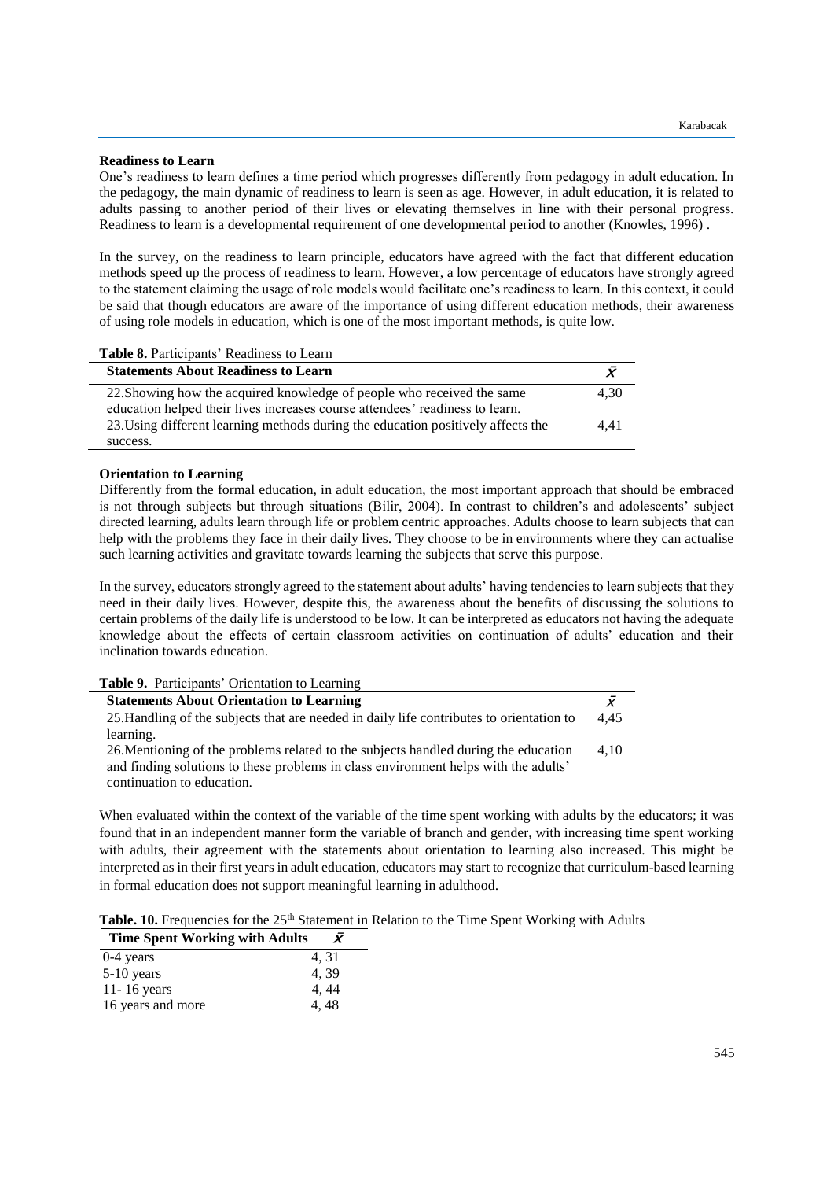**Readiness to Learn**

One's readiness to learn defines a time period which progresses differently from pedagogy in adult education. In the pedagogy, the main dynamic of readiness to learn is seen as age. However, in adult education, it is related to adults passing to another period of their lives or elevating themselves in line with their personal progress. Readiness to learn is a developmental requirement of one developmental period to another (Knowles, 1996) .

In the survey, on the readiness to learn principle, educators have agreed with the fact that different education methods speed up the process of readiness to learn. However, a low percentage of educators have strongly agreed to the statement claiming the usage of role models would facilitate one's readiness to learn. In this context, it could be said that though educators are aware of the importance of using different education methods, their awareness of using role models in education, which is one of the most important methods, is quite low.

**Table 8.** Participants' Readiness to Learn

| Statements About Readiness to Learn | $\bar{x}$ |
|---|---|
| 22.Showing how the acquired knowledge of people who received the same education helped their lives increases course attendees' readiness to learn. | 4,30 |
| 23.Using different learning methods during the education positively affects the success. | 4,41 |

**Orientation to Learning**

Differently from the formal education, in adult education, the most important approach that should be embraced is not through subjects but through situations (Bilir, 2004). In contrast to children's and adolescents' subject directed learning, adults learn through life or problem centric approaches. Adults choose to learn subjects that can help with the problems they face in their daily lives. They choose to be in environments where they can actualise such learning activities and gravitate towards learning the subjects that serve this purpose.

In the survey, educators strongly agreed to the statement about adults' having tendencies to learn subjects that they need in their daily lives. However, despite this, the awareness about the benefits of discussing the solutions to certain problems of the daily life is understood to be low. It can be interpreted as educators not having the adequate knowledge about the effects of certain classroom activities on continuation of adults' education and their inclination towards education.

**Table 9.** Participants' Orientation to Learning

| Statements About Orientation to Learning | $\bar{x}$ |
|---|---|
| 25.Handling of the subjects that are needed in daily life contributes to orientation to learning. | 4,45 |
| 26.Mentioning of the problems related to the subjects handled during the education and finding solutions to these problems in class environment helps with the adults' continuation to education. | 4,10 |

When evaluated within the context of the variable of the time spent working with adults by the educators; it was found that in an independent manner form the variable of branch and gender, with increasing time spent working with adults, their agreement with the statements about orientation to learning also increased. This might be interpreted as in their first years in adult education, educators may start to recognize that curriculum-based learning in formal education does not support meaningful learning in adulthood.

**Table. 10.** Frequencies for the 25th Statement in Relation to the Time Spent Working with Adults

| Time Spent Working with Adults | $\bar{x}$ |
|---|---|
| 0-4 years | 4, 31 |
| 5-10 years | 4, 39 |
| 11- 16 years | 4, 44 |
| 16 years and more | 4, 48 |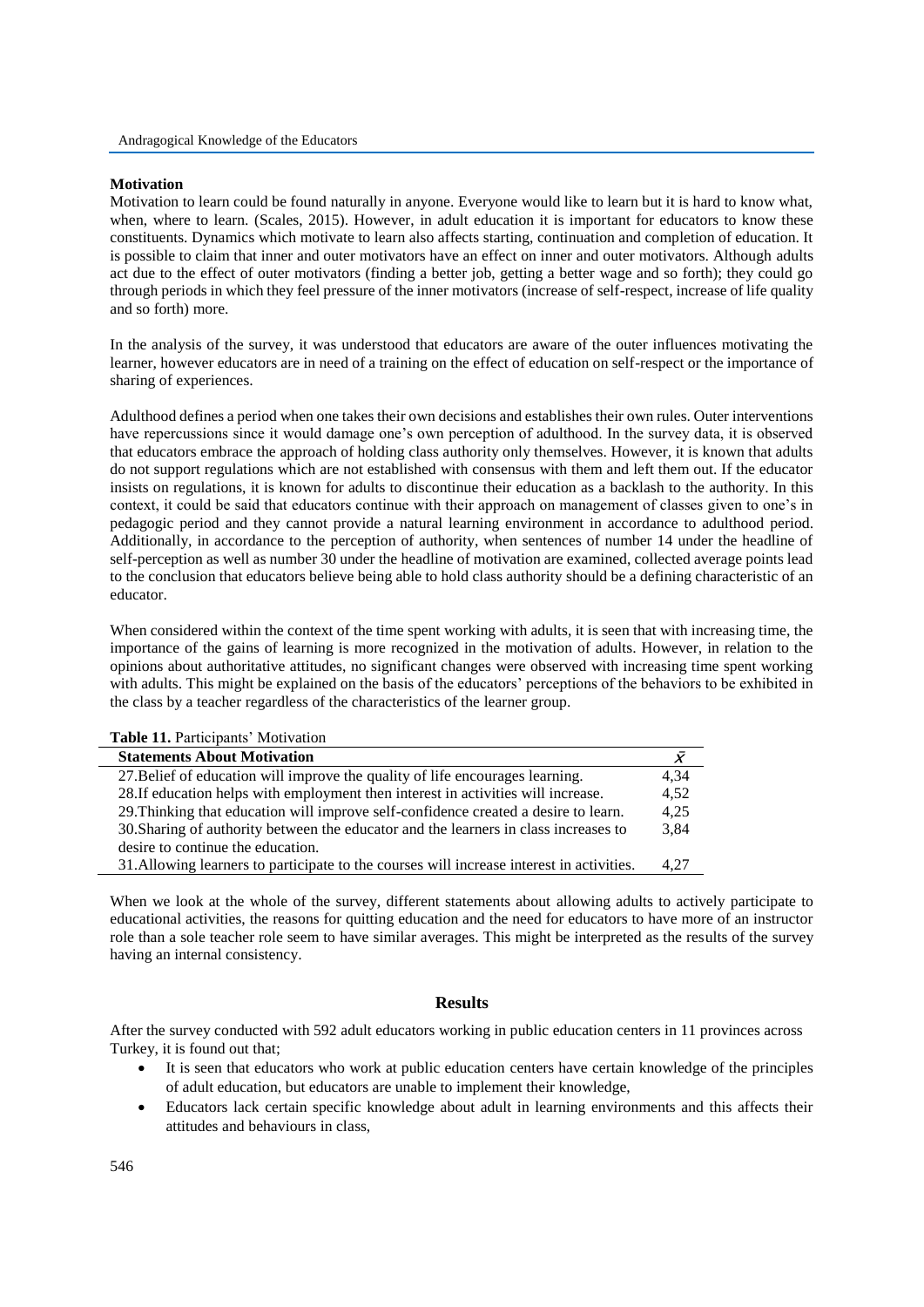### Motivation

Motivation to learn could be found naturally in anyone. Everyone would like to learn but it is hard to know what, when, where to learn. (Scales, 2015). However, in adult education it is important for educators to know these constituents. Dynamics which motivate to learn also affects starting, continuation and completion of education. It is possible to claim that inner and outer motivators have an effect on inner and outer motivators. Although adults act due to the effect of outer motivators (finding a better job, getting a better wage and so forth); they could go through periods in which they feel pressure of the inner motivators (increase of self-respect, increase of life quality and so forth) more.

In the analysis of the survey, it was understood that educators are aware of the outer influences motivating the learner, however educators are in need of a training on the effect of education on self-respect or the importance of sharing of experiences.

Adulthood defines a period when one takes their own decisions and establishes their own rules. Outer interventions have repercussions since it would damage one's own perception of adulthood. In the survey data, it is observed that educators embrace the approach of holding class authority only themselves. However, it is known that adults do not support regulations which are not established with consensus with them and left them out. If the educator insists on regulations, it is known for adults to discontinue their education as a backlash to the authority. In this context, it could be said that educators continue with their approach on management of classes given to one's in pedagogic period and they cannot provide a natural learning environment in accordance to adulthood period. Additionally, in accordance to the perception of authority, when sentences of number 14 under the headline of self-perception as well as number 30 under the headline of motivation are examined, collected average points lead to the conclusion that educators believe being able to hold class authority should be a defining characteristic of an educator.

When considered within the context of the time spent working with adults, it is seen that with increasing time, the importance of the gains of learning is more recognized in the motivation of adults. However, in relation to the opinions about authoritative attitudes, no significant changes were observed with increasing time spent working with adults. This might be explained on the basis of the educators' perceptions of the behaviors to be exhibited in the class by a teacher regardless of the characteristics of the learner group.

**Table 11.** Participants' Motivation

| Statements About Motivation | $\bar{x}$ |
|---|---|
| 27.Belief of education will improve the quality of life encourages learning. | 4,34 |
| 28.If education helps with employment then interest in activities will increase. | 4,52 |
| 29.Thinking that education will improve self-confidence created a desire to learn. | 4,25 |
| 30.Sharing of authority between the educator and the learners in class increases to desire to continue the education. | 3,84 |
| 31.Allowing learners to participate to the courses will increase interest in activities. | 4,27 |

When we look at the whole of the survey, different statements about allowing adults to actively participate to educational activities, the reasons for quitting education and the need for educators to have more of an instructor role than a sole teacher role seem to have similar averages. This might be interpreted as the results of the survey having an internal consistency.

## Results

After the survey conducted with 592 adult educators working in public education centers in 11 provinces across Turkey, it is found out that;

- It is seen that educators who work at public education centers have certain knowledge of the principles of adult education, but educators are unable to implement their knowledge,
- Educators lack certain specific knowledge about adult in learning environments and this affects their attitudes and behaviours in class,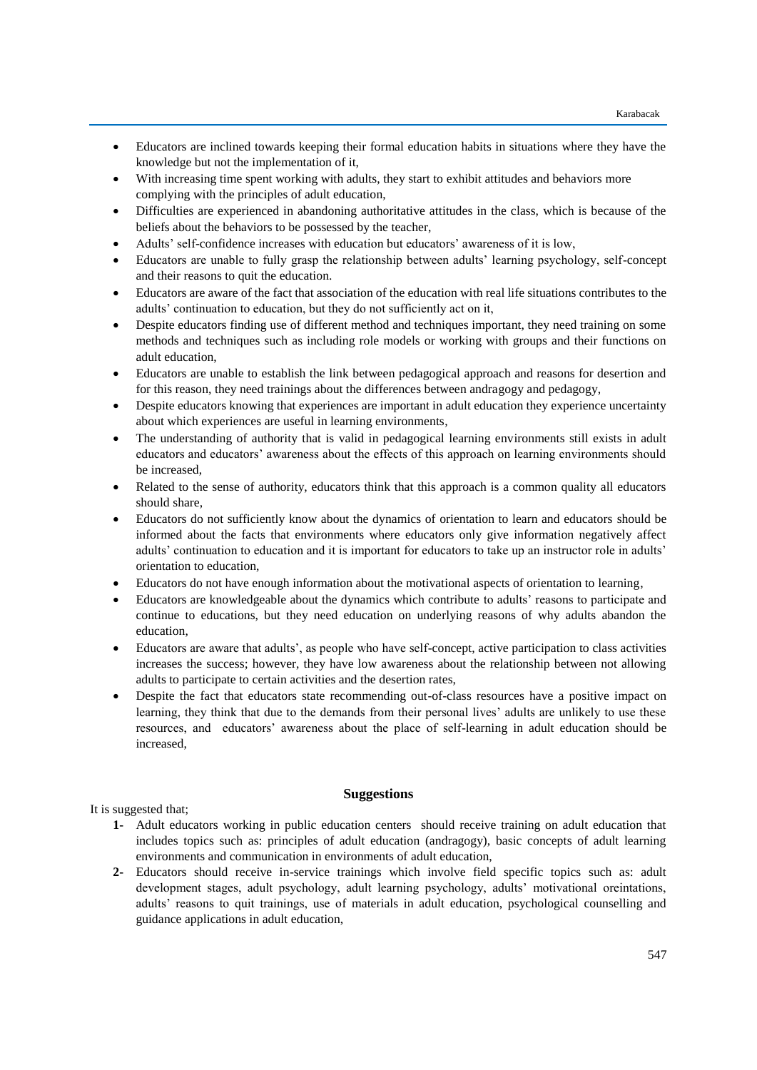- Educators are inclined towards keeping their formal education habits in situations where they have the knowledge but not the implementation of it,
- With increasing time spent working with adults, they start to exhibit attitudes and behaviors more complying with the principles of adult education,
- Difficulties are experienced in abandoning authoritative attitudes in the class, which is because of the beliefs about the behaviors to be possessed by the teacher,
- Adults' self-confidence increases with education but educators' awareness of it is low,
- Educators are unable to fully grasp the relationship between adults' learning psychology, self-concept and their reasons to quit the education.
- Educators are aware of the fact that association of the education with real life situations contributes to the adults' continuation to education, but they do not sufficiently act on it,
- Despite educators finding use of different method and techniques important, they need training on some methods and techniques such as including role models or working with groups and their functions on adult education,
- Educators are unable to establish the link between pedagogical approach and reasons for desertion and for this reason, they need trainings about the differences between andragogy and pedagogy,
- Despite educators knowing that experiences are important in adult education they experience uncertainty about which experiences are useful in learning environments,
- The understanding of authority that is valid in pedagogical learning environments still exists in adult educators and educators' awareness about the effects of this approach on learning environments should be increased,
- Related to the sense of authority, educators think that this approach is a common quality all educators should share,
- Educators do not sufficiently know about the dynamics of orientation to learn and educators should be informed about the facts that environments where educators only give information negatively affect adults' continuation to education and it is important for educators to take up an instructor role in adults' orientation to education,
- Educators do not have enough information about the motivational aspects of orientation to learning,
- Educators are knowledgeable about the dynamics which contribute to adults' reasons to participate and continue to educations, but they need education on underlying reasons of why adults abandon the education,
- Educators are aware that adults', as people who have self-concept, active participation to class activities increases the success; however, they have low awareness about the relationship between not allowing adults to participate to certain activities and the desertion rates,
- Despite the fact that educators state recommending out-of-class resources have a positive impact on learning, they think that due to the demands from their personal lives' adults are unlikely to use these resources, and educators' awareness about the place of self-learning in adult education should be increased,

## Suggestions

It is suggested that;

1- Adult educators working in public education centers should receive training on adult education that includes topics such as: principles of adult education (andragogy), basic concepts of adult learning environments and communication in environments of adult education,
2- Educators should receive in-service trainings which involve field specific topics such as: adult development stages, adult psychology, adult learning psychology, adults' motivational oreintations, adults' reasons to quit trainings, use of materials in adult education, psychological counselling and guidance applications in adult education,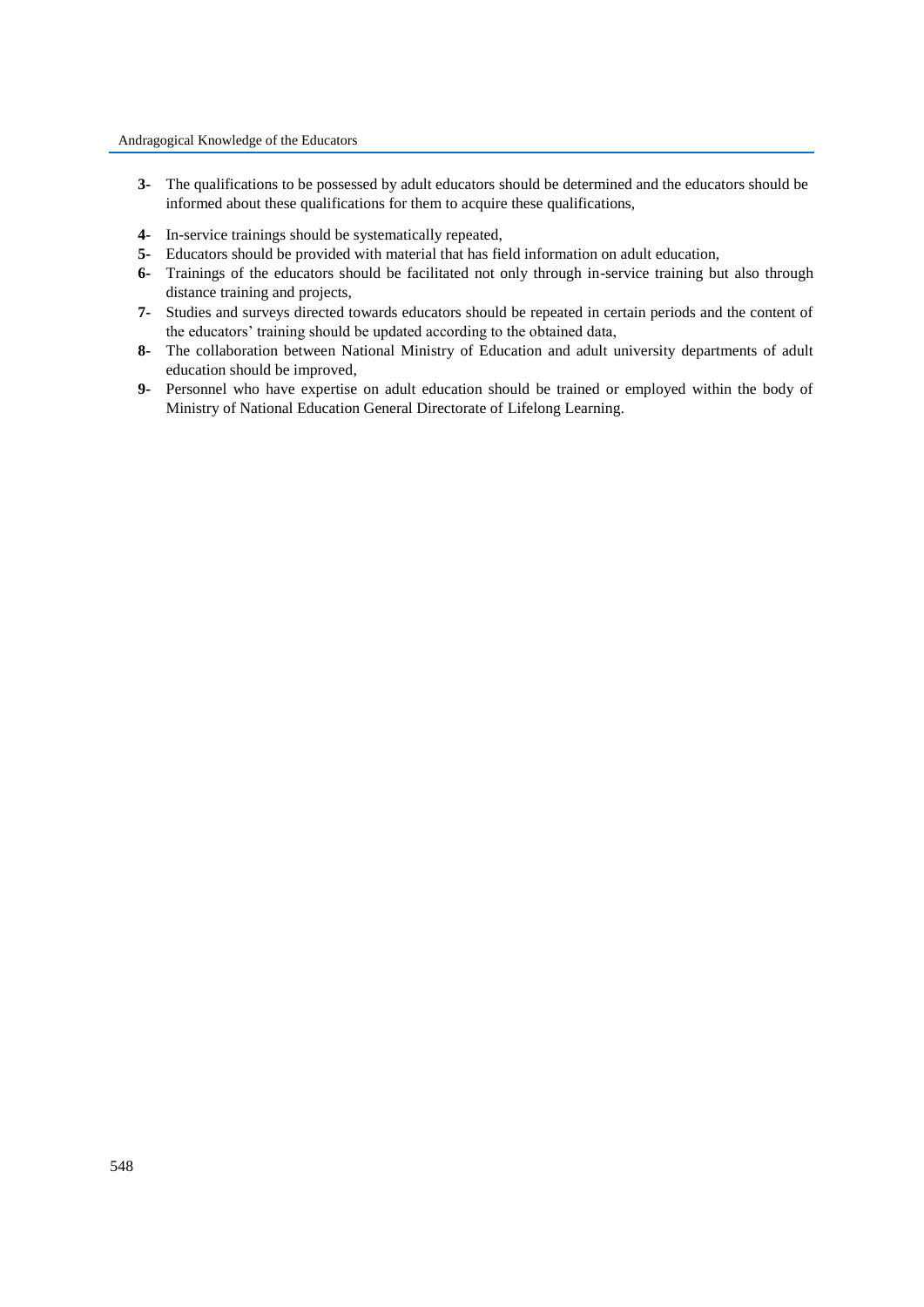**3-** The qualifications to be possessed by adult educators should be determined and the educators should be informed about these qualifications for them to acquire these qualifications,

**4-** In-service trainings should be systematically repeated,

**5-** Educators should be provided with material that has field information on adult education,

**6-** Trainings of the educators should be facilitated not only through in-service training but also through distance training and projects,

**7-** Studies and surveys directed towards educators should be repeated in certain periods and the content of the educators' training should be updated according to the obtained data,

**8-** The collaboration between National Ministry of Education and adult university departments of adult education should be improved,

**9-** Personnel who have expertise on adult education should be trained or employed within the body of Ministry of National Education General Directorate of Lifelong Learning.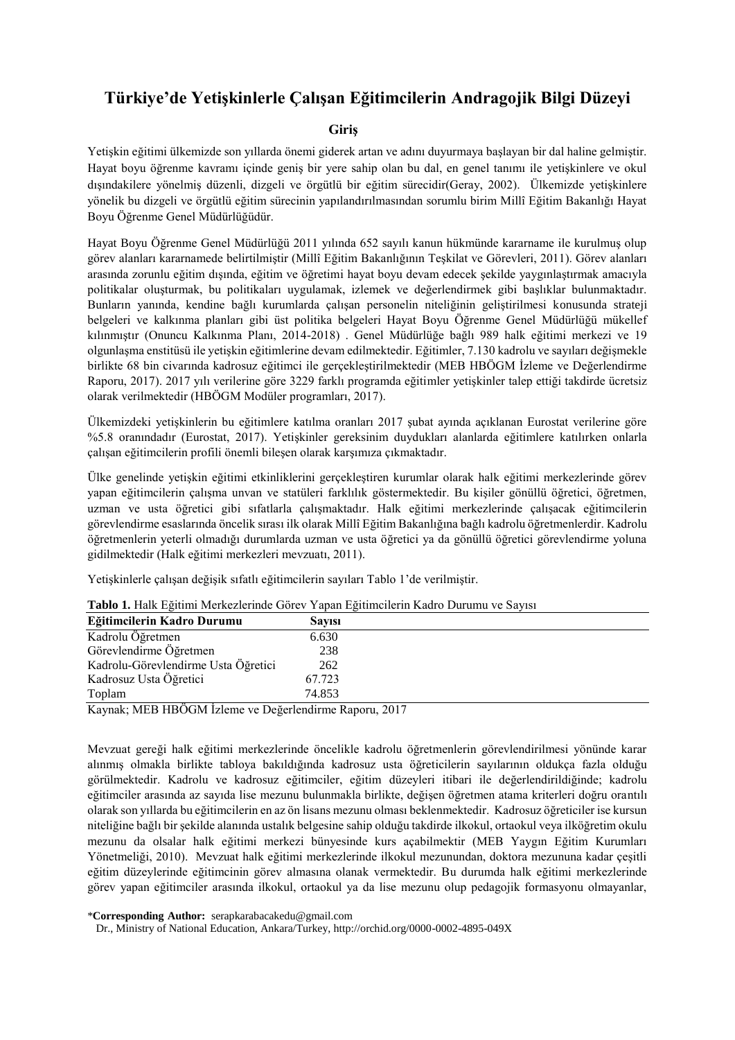# Türkiye'de Yetişkinlerle Çalışan Eğitimcilerin Andragojik Bilgi Düzeyi

## Giriş

Yetişkin eğitimi ülkemizde son yıllarda önemi giderek artan ve adını duyurmaya başlayan bir dal haline gelmiştir. Hayat boyu öğrenme kavramı içinde geniş bir yere sahip olan bu dal, en genel tanımı ile yetişkinlere ve okul dışındakilere yönelmiş düzenli, dizgeli ve örgütlü bir eğitim sürecidir(Geray, 2002). Ülkemizde yetişkinlere yönelik bu dizgeli ve örgütlü eğitim sürecinin yapılandırılmasından sorumlu birim Millî Eğitim Bakanlığı Hayat Boyu Öğrenme Genel Müdürlüğüdür.

Hayat Boyu Öğrenme Genel Müdürlüğü 2011 yılında 652 sayılı kanun hükmünde kararname ile kurulmuş olup görev alanları kararnamede belirtilmiştir (Millî Eğitim Bakanlığının Teşkilat ve Görevleri, 2011). Görev alanları arasında zorunlu eğitim dışında, eğitim ve öğretimi hayat boyu devam edecek şekilde yaygınlaştırmak amacıyla politikalar oluşturmak, bu politikaları uygulamak, izlemek ve değerlendirmek gibi başlıklar bulunmaktadır. Bunların yanında, kendine bağlı kurumlarda çalışan personelin niteliğinin geliştirilmesi konusunda strateji belgeleri ve kalkınma planları gibi üst politika belgeleri Hayat Boyu Öğrenme Genel Müdürlüğü mükellef kılınmıştır (Onuncu Kalkınma Planı, 2014-2018) . Genel Müdürlüğe bağlı 989 halk eğitimi merkezi ve 19 olgunlaşma enstitüsü ile yetişkin eğitimlerine devam edilmektedir. Eğitimler, 7.130 kadrolu ve sayıları değişmekle birlikte 68 bin civarında kadrosuz eğitimci ile gerçekleştirilmektedir (MEB HBÖGM İzleme ve Değerlendirme Raporu, 2017). 2017 yılı verilerine göre 3229 farklı programda eğitimler yetişkinler talep ettiği takdirde ücretsiz olarak verilmektedir (HBÖGM Modüler programları, 2017).

Ülkemizdeki yetişkinlerin bu eğitimlere katılma oranları 2017 şubat ayında açıklanan Eurostat verilerine göre %5.8 oranındadır (Eurostat, 2017). Yetişkinler gereksinim duydukları alanlarda eğitimlere katılırken onlarla çalışan eğitimcilerin profili önemli bileşen olarak karşımıza çıkmaktadır.

Ülke genelinde yetişkin eğitimi etkinliklerini gerçekleştiren kurumlar olarak halk eğitimi merkezlerinde görev yapan eğitimcilerin çalışma unvan ve statüleri farklılık göstermektedir. Bu kişiler gönüllü öğretici, öğretmen, uzman ve usta öğretici gibi sıfatlarla çalışmaktadır. Halk eğitimi merkezlerinde çalışacak eğitimcilerin görevlendirme esaslarında öncelik sırası ilk olarak Millî Eğitim Bakanlığına bağlı kadrolu öğretmenlerdir. Kadrolu öğretmenlerin yeterli olmadığı durumlarda uzman ve usta öğretici ya da gönüllü öğretici görevlendirme yoluna gidilmektedir (Halk eğitimi merkezleri mevzuatı, 2011).

Yetişkinlerle çalışan değişik sıfatlı eğitimcilerin sayıları Tablo 1'de verilmiştir.

**Tablo 1.** Halk Eğitimi Merkezlerinde Görev Yapan Eğitimcilerin Kadro Durumu ve Sayısı

| Eğitimcilerin Kadro Durumu | Sayısı |
|---|---|
| Kadrolu Öğretmen | 6.630 |
| Görevlendirme Öğretmen | 238 |
| Kadrolu-Görevlendirme Usta Öğretici | 262 |
| Kadrosuz Usta Öğretici | 67.723 |
| Toplam | 74.853 |

Kaynak; MEB HBÖGM İzleme ve Değerlendirme Raporu, 2017

Mevzuat gereği halk eğitimi merkezlerinde öncelikle kadrolu öğretmenlerin görevlendirilmesi yönünde karar alınmış olmakla birlikte tabloya bakıldığında kadrosuz usta öğreticilerin sayılarının oldukça fazla olduğu görülmektedir. Kadrolu ve kadrosuz eğitimciler, eğitim düzeyleri itibari ile değerlendirildiğinde; kadrolu eğitimciler arasında az sayıda lise mezunu bulunmakla birlikte, değişen öğretmen atama kriterleri doğru orantılı olarak son yıllarda bu eğitimcilerin en az ön lisans mezunu olması beklenmektedir. Kadrosuz öğreticiler ise kursun niteliğine bağlı bir şekilde alanında ustalık belgesine sahip olduğu takdirde ilkokul, ortaokul veya ilköğretim okulu mezunu da olsalar halk eğitimi merkezi bünyesinde kurs açabilmektir (MEB Yaygın Eğitim Kurumları Yönetmeliği, 2010). Mevzuat halk eğitimi merkezlerinde ilkokul mezunundan, doktora mezununa kadar çeşitli eğitim düzeylerinde eğitimcinin görev almasına olanak vermektedir. Bu durumda halk eğitimi merkezlerinde görev yapan eğitimciler arasında ilkokul, ortaokul ya da lise mezunu olup pedagojik formasyonu olmayanlar,

*Corresponding Author: serapkarabacakedu@gmail.com
Dr., Ministry of National Education, Ankara/Turkey, http://orchid.org/0000-0002-4895-049X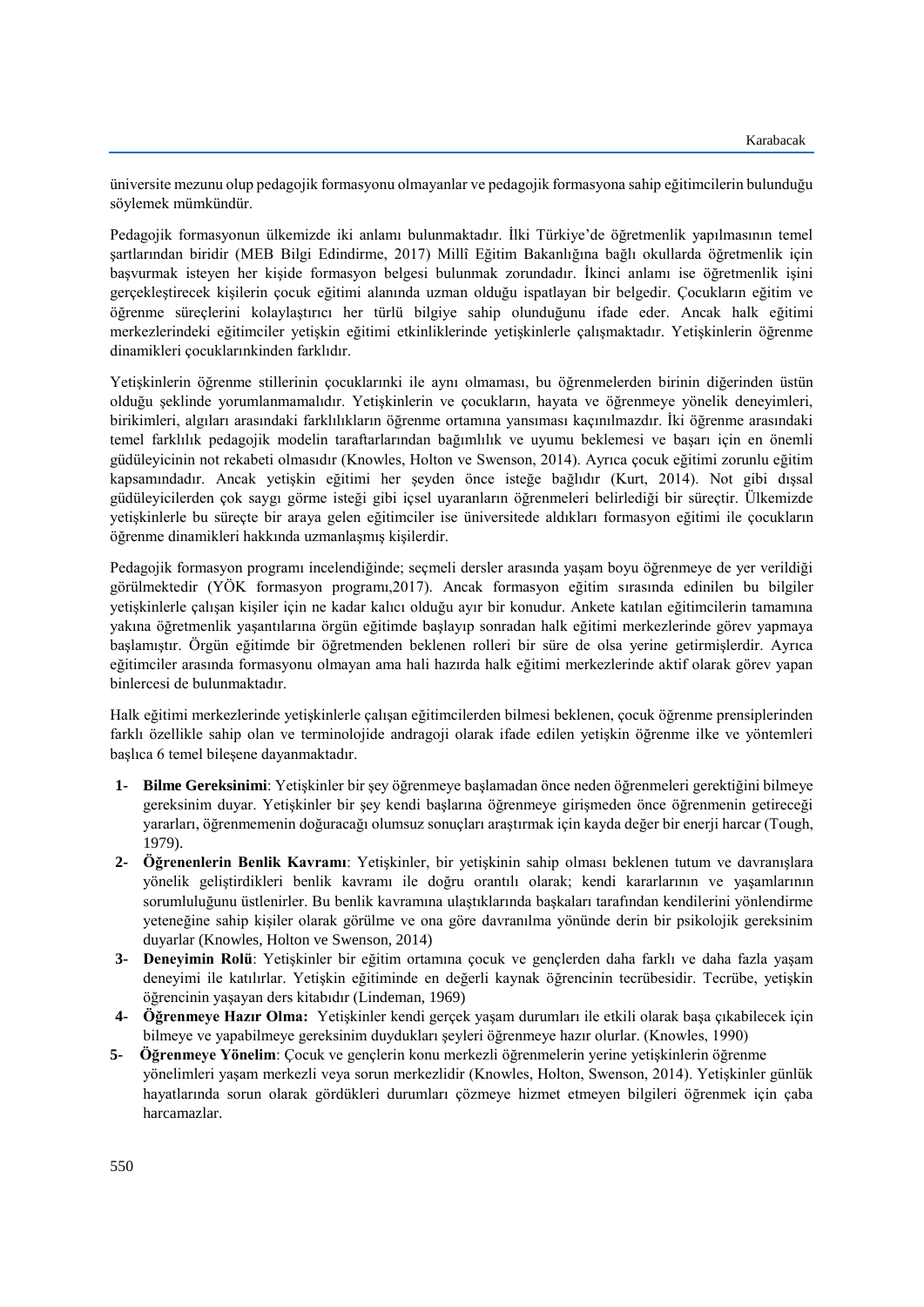üniversite mezunu olup pedagojik formasyonu olmayanlar ve pedagojik formasyona sahip eğitimcilerin bulunduğu söylemek mümkündür.

Pedagojik formasyonun ülkemizde iki anlamı bulunmaktadır. İlki Türkiye'de öğretmenlik yapılmasının temel şartlarından biridir (MEB Bilgi Edindirme, 2017) Millî Eğitim Bakanlığına bağlı okullarda öğretmenlik için başvurmak isteyen her kişide formasyon belgesi bulunmak zorundadır. İkinci anlamı ise öğretmenlik işini gerçekleştirecek kişilerin çocuk eğitimi alanında uzman olduğu ispatlayan bir belgedir. Çocukların eğitim ve öğrenme süreçlerini kolaylaştırıcı her türlü bilgiye sahip olunduğunu ifade eder. Ancak halk eğitimi merkezlerindeki eğitimciler yetişkin eğitimi etkinliklerinde yetişkinlerle çalışmaktadır. Yetişkinlerin öğrenme dinamikleri çocuklarınkinden farklıdır.

Yetişkinlerin öğrenme stillerinin çocuklarınki ile aynı olmaması, bu öğrenmelerden birinin diğerinden üstün olduğu şeklinde yorumlanmamalıdır. Yetişkinlerin ve çocukların, hayata ve öğrenmeye yönelik deneyimleri, birikimleri, algıları arasındaki farklılıkların öğrenme ortamına yansıması kaçınılmazdır. İki öğrenme arasındaki temel farklılık pedagojik modelin taraftarlarından bağımlılık ve uyumu beklemesi ve başarı için en önemli güdüleyicinin not rekabeti olmasıdır (Knowles, Holton ve Swenson, 2014). Ayrıca çocuk eğitimi zorunlu eğitim kapsamındadır. Ancak yetişkin eğitimi her şeyden önce isteğe bağlıdır (Kurt, 2014). Not gibi dışsal güdüleyicilerden çok saygı görme isteği gibi içsel uyaranların öğrenmeleri belirlediği bir süreçtir. Ülkemizde yetişkinlerle bu süreçte bir araya gelen eğitimciler ise üniversitede aldıkları formasyon eğitimi ile çocukların öğrenme dinamikleri hakkında uzmanlaşmış kişilerdir.

Pedagojik formasyon programı incelendiğinde; seçmeli dersler arasında yaşam boyu öğrenmeye de yer verildiği görülmektedir (YÖK formasyon programı,2017). Ancak formasyon eğitim sırasında edinilen bu bilgiler yetişkinlerle çalışan kişiler için ne kadar kalıcı olduğu ayır bir konudur. Ankete katılan eğitimcilerin tamamına yakına öğretmenlik yaşantılarına örgün eğitimde başlayıp sonradan halk eğitimi merkezlerinde görev yapmaya başlamıştır. Örgün eğitimde bir öğretmenden beklenen rolleri bir süre de olsa yerine getirmişlerdir. Ayrıca eğitimciler arasında formasyonu olmayan ama hali hazırda halk eğitimi merkezlerinde aktif olarak görev yapan binlercesi de bulunmaktadır.

Halk eğitimi merkezlerinde yetişkinlerle çalışan eğitimcilerden bilmesi beklenen, çocuk öğrenme prensiplerinden farklı özellikle sahip olan ve terminolojide andragoji olarak ifade edilen yetişkin öğrenme ilke ve yöntemleri başlıca 6 temel bileşene dayanmaktadır.

1- **Bilme Gereksinimi**: Yetişkinler bir şey öğrenmeye başlamadan önce neden öğrenmeleri gerektiğini bilmeye gereksinim duyar. Yetişkinler bir şey kendi başlarına öğrenmeye girişmeden önce öğrenmenin getireceği yararları, öğrenmemenin doğuracağı olumsuz sonuçları araştırmak için kayda değer bir enerji harcar (Tough, 1979).
2- **Öğrenenlerin Benlik Kavramı**: Yetişkinler, bir yetişkinin sahip olması beklenen tutum ve davranışlara yönelik geliştirdikleri benlik kavramı ile doğru orantılı olarak; kendi kararlarının ve yaşamlarının sorumluluğunu üstlenirler. Bu benlik kavramına ulaştıklarında başkaları tarafından kendilerini yönlendirme yeteneğine sahip kişiler olarak görülme ve ona göre davranılma yönünde derin bir psikolojik gereksinim duyarlar (Knowles, Holton ve Swenson, 2014)
3- **Deneyimin Rolü**: Yetişkinler bir eğitim ortamına çocuk ve gençlerden daha farklı ve daha fazla yaşam deneyimi ile katılırlar. Yetişkin eğitiminde en değerli kaynak öğrencinin tecrübesidir. Tecrübe, yetişkin öğrencinin yaşayan ders kitabıdır (Lindeman, 1969)
4- **Öğrenmeye Hazır Olma:** Yetişkinler kendi gerçek yaşam durumları ile etkili olarak başa çıkabilecek için bilmeye ve yapabilmeye gereksinim duydukları şeyleri öğrenmeye hazır olurlar. (Knowles, 1990)
5- **Öğrenmeye Yönelim**: Çocuk ve gençlerin konu merkezli öğrenmelerin yerine yetişkinlerin öğrenme yönelimleri yaşam merkezli veya sorun merkezlidir (Knowles, Holton, Swenson, 2014). Yetişkinler günlük hayatlarında sorun olarak gördükleri durumları çözmeye hizmet etmeyen bilgileri öğrenmek için çaba harcamazlar.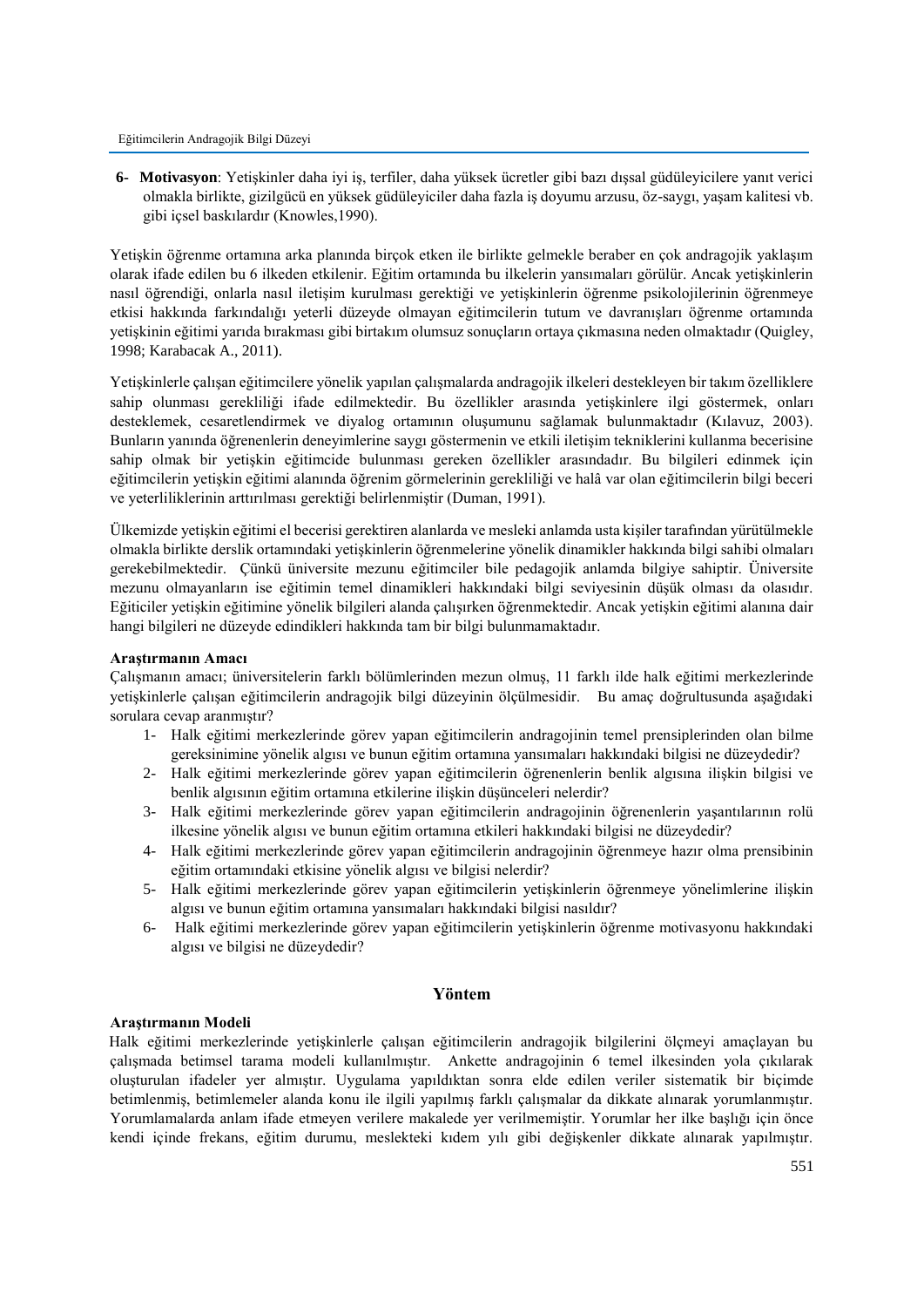6- **Motivasyon**: Yetişkinler daha iyi iş, terfiler, daha yüksek ücretler gibi bazı dışsal güdüleyicilere yanıt verici olmakla birlikte, gizilgücü en yüksek güdüleyiciler daha fazla iş doyumu arzusu, öz-saygı, yaşam kalitesi vb. gibi içsel baskılardır (Knowles,1990).

Yetişkin öğrenme ortamına arka planında birçok etken ile birlikte gelmekle beraber en çok andragojik yaklaşım olarak ifade edilen bu 6 ilkeden etkilenir. Eğitim ortamında bu ilkelerin yansımaları görülür. Ancak yetişkinlerin nasıl öğrendiği, onlarla nasıl iletişim kurulması gerektiği ve yetişkinlerin öğrenme psikolojilerinin öğrenmeye etkisi hakkında farkındalığı yeterli düzeyde olmayan eğitimcilerin tutum ve davranışları öğrenme ortamında yetişkinin eğitimi yarıda bırakması gibi birtakım olumsuz sonuçların ortaya çıkmasına neden olmaktadır (Quigley, 1998; Karabacak A., 2011).

Yetişkinlerle çalışan eğitimcilere yönelik yapılan çalışmalarda andragojik ilkeleri destekleyen bir takım özelliklere sahip olunması gerekliliği ifade edilmektedir. Bu özellikler arasında yetişkinlere ilgi göstermek, onları desteklemek, cesaretlendirmek ve diyalog ortamının oluşumunu sağlamak bulunmaktadır (Kılavuz, 2003). Bunların yanında öğrenenlerin deneyimlerine saygı göstermenin ve etkili iletişim tekniklerini kullanma becerisine sahip olmak bir yetişkin eğitimcide bulunması gereken özellikler arasındadır. Bu bilgileri edinmek için eğitimcilerin yetişkin eğitimi alanında öğrenim görmelerinin gerekliliği ve halâ var olan eğitimcilerin bilgi beceri ve yeterliliklerinin arttırılması gerektiği belirlenmiştir (Duman, 1991).

Ülkemizde yetişkin eğitimi el becerisi gerektiren alanlarda ve mesleki anlamda usta kişiler tarafından yürütülmekle olmakla birlikte derslik ortamındaki yetişkinlerin öğrenmelerine yönelik dinamikler hakkında bilgi sahibi olmaları gerekebilmektedir. Çünkü üniversite mezunu eğitimciler bile pedagojik anlamda bilgiye sahiptir. Üniversite mezunu olmayanların ise eğitimin temel dinamikleri hakkındaki bilgi seviyesinin düşük olması da olasıdır. Eğiticiler yetişkin eğitimine yönelik bilgileri alanda çalışırken öğrenmektedir. Ancak yetişkin eğitimi alanına dair hangi bilgileri ne düzeyde edindikleri hakkında tam bir bilgi bulunmamaktadır.

**Araştırmanın Amacı**

Çalışmanın amacı; üniversitelerin farklı bölümlerinden mezun olmuş, 11 farklı ilde halk eğitimi merkezlerinde yetişkinlerle çalışan eğitimcilerin andragojik bilgi düzeyinin ölçülmesidir. Bu amaç doğrultusunda aşağıdaki sorulara cevap aranmıştır?

1- Halk eğitimi merkezlerinde görev yapan eğitimcilerin andragojinin temel prensiplerinden olan bilme gereksinimine yönelik algısı ve bunun eğitim ortamına yansımaları hakkındaki bilgisi ne düzeydedir?
2- Halk eğitimi merkezlerinde görev yapan eğitimcilerin öğrenenlerin benlik algısına ilişkin bilgisi ve benlik algısının eğitim ortamına etkilerine ilişkin düşünceleri nelerdir?
3- Halk eğitimi merkezlerinde görev yapan eğitimcilerin andragojinin öğrenenlerin yaşantılarının rolü ilkesine yönelik algısı ve bunun eğitim ortamına etkileri hakkındaki bilgisi ne düzeydedir?
4- Halk eğitimi merkezlerinde görev yapan eğitimcilerin andragojinin öğrenmeye hazır olma prensibinin eğitim ortamındaki etkisine yönelik algısı ve bilgisi nelerdir?
5- Halk eğitimi merkezlerinde görev yapan eğitimcilerin yetişkinlerin öğrenmeye yönelimlerine ilişkin algısı ve bunun eğitim ortamına yansımaları hakkındaki bilgisi nasıldır?
6- Halk eğitimi merkezlerinde görev yapan eğitimcilerin yetişkinlerin öğrenme motivasyonu hakkındaki algısı ve bilgisi ne düzeydedir?

## Yöntem

**Araştırmanın Modeli**

Halk eğitimi merkezlerinde yetişkinlerle çalışan eğitimcilerin andragojik bilgilerini ölçmeyi amaçlayan bu çalışmada betimsel tarama modeli kullanılmıştır. Ankette andragojinin 6 temel ilkesinden yola çıkılarak oluşturulan ifadeler yer almıştır. Uygulama yapıldıktan sonra elde edilen veriler sistematik bir biçimde betimlenmiş, betimlemeler alanda konu ile ilgili yapılmış farklı çalışmalar da dikkate alınarak yorumlanmıştır. Yorumlamalarda anlam ifade etmeyen verilere makalede yer verilmemiştir. Yorumlar her ilke başlığı için önce kendi içinde frekans, eğitim durumu, meslekteki kıdem yılı gibi değişkenler dikkate alınarak yapılmıştır.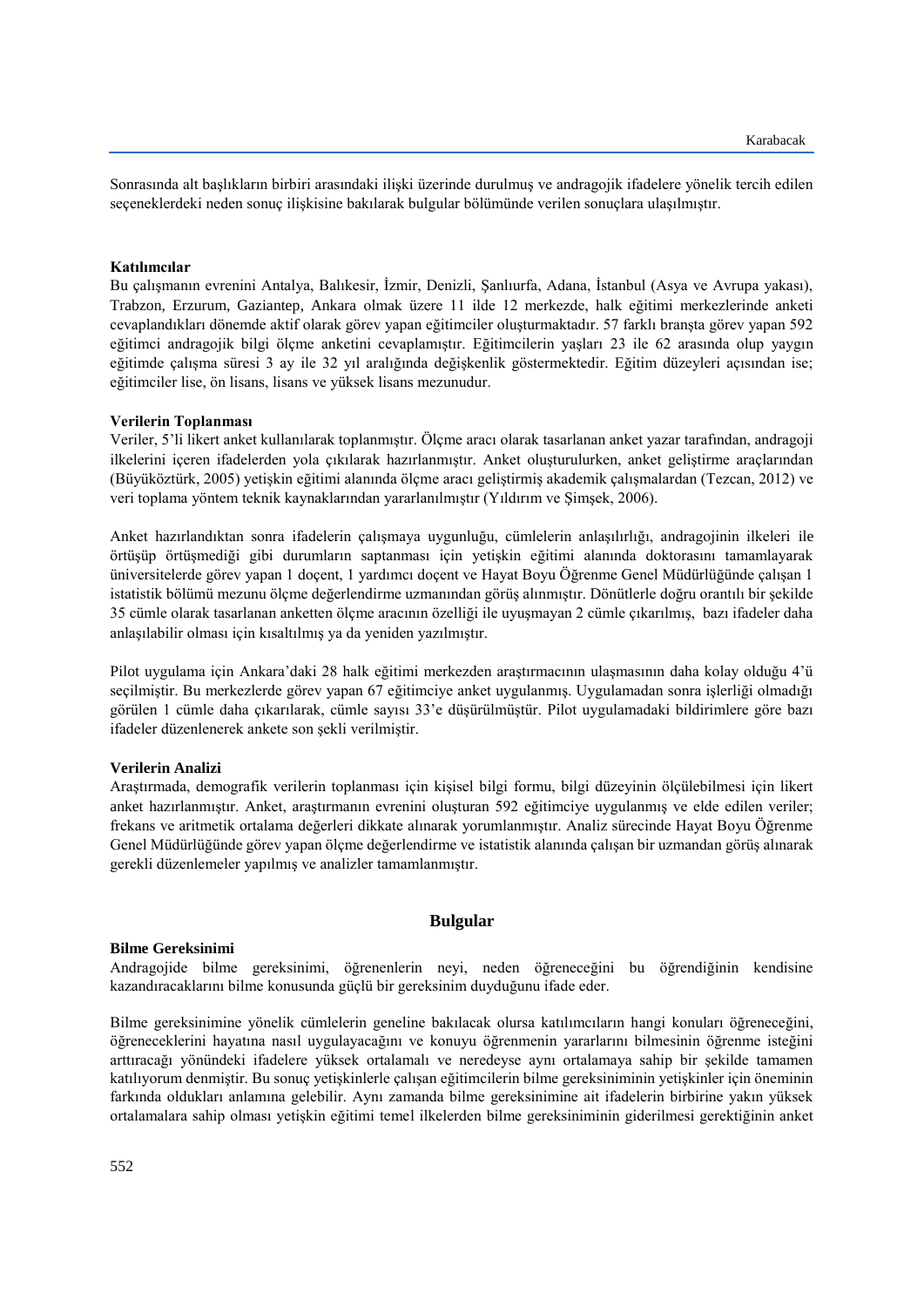Sonrasında alt başlıkların birbiri arasındaki ilişki üzerinde durulmuş ve andragojik ifadelere yönelik tercih edilen seçeneklerdeki neden sonuç ilişkisine bakılarak bulgular bölümünde verilen sonuçlara ulaşılmıştır.

**Katılımcılar**

Bu çalışmanın evrenini Antalya, Balıkesir, İzmir, Denizli, Şanlıurfa, Adana, İstanbul (Asya ve Avrupa yakası), Trabzon, Erzurum, Gaziantep, Ankara olmak üzere 11 ilde 12 merkezde, halk eğitimi merkezlerinde anketi cevaplandıkları dönemde aktif olarak görev yapan eğitimciler oluşturmaktadır. 57 farklı branşta görev yapan 592 eğitimci andragojik bilgi ölçme anketini cevaplamıştır. Eğitimcilerin yaşları 23 ile 62 arasında olup yaygın eğitimde çalışma süresi 3 ay ile 32 yıl aralığında değişkenlik göstermektedir. Eğitim düzeyleri açısından ise; eğitimciler lise, ön lisans, lisans ve yüksek lisans mezunudur.

**Verilerin Toplanması**

Veriler, 5'li likert anket kullanılarak toplanmıştır. Ölçme aracı olarak tasarlanan anket yazar tarafından, andragoji ilkelerini içeren ifadelerden yola çıkılarak hazırlanmıştır. Anket oluşturulurken, anket geliştirme araçlarından (Büyüköztürk, 2005) yetişkin eğitimi alanında ölçme aracı geliştirmiş akademik çalışmalardan (Tezcan, 2012) ve veri toplama yöntem teknik kaynaklarından yararlanılmıştır (Yıldırım ve Şimşek, 2006).

Anket hazırlandıktan sonra ifadelerin çalışmaya uygunluğu, cümlelerin anlaşılırlığı, andragojinin ilkeleri ile örtüşüp örtüşmediği gibi durumların saptanması için yetişkin eğitimi alanında doktorasını tamamlayarak üniversitelerde görev yapan 1 doçent, 1 yardımcı doçent ve Hayat Boyu Öğrenme Genel Müdürlüğünde çalışan 1 istatistik bölümü mezunu ölçme değerlendirme uzmanından görüş alınmıştır. Dönütlerle doğru orantılı bir şekilde 35 cümle olarak tasarlanan anketten ölçme aracının özelliği ile uyuşmayan 2 cümle çıkarılmış, bazı ifadeler daha anlaşılabilir olması için kısaltılmış ya da yeniden yazılmıştır.

Pilot uygulama için Ankara'daki 28 halk eğitimi merkezden araştırmacının ulaşmasının daha kolay olduğu 4'ü seçilmiştir. Bu merkezlerde görev yapan 67 eğitimciye anket uygulanmış. Uygulamadan sonra işlerliği olmadığı görülen 1 cümle daha çıkarılarak, cümle sayısı 33'e düşürülmüştür. Pilot uygulamadaki bildirimlere göre bazı ifadeler düzenlenerek ankete son şekli verilmiştir.

**Verilerin Analizi**

Araştırmada, demografik verilerin toplanması için kişisel bilgi formu, bilgi düzeyinin ölçülebilmesi için likert anket hazırlanmıştır. Anket, araştırmanın evrenini oluşturan 592 eğitimciye uygulanmış ve elde edilen veriler; frekans ve aritmetik ortalama değerleri dikkate alınarak yorumlanmıştır. Analiz sürecinde Hayat Boyu Öğrenme Genel Müdürlüğünde görev yapan ölçme değerlendirme ve istatistik alanında çalışan bir uzmandan görüş alınarak gerekli düzenlemeler yapılmış ve analizler tamamlanmıştır.

## Bulgular

**Bilme Gereksinimi**

Andragojide bilme gereksinimi, öğrenenlerin neyi, neden öğreneceğini bu öğrendiğinin kendisine kazandıracaklarını bilme konusunda güçlü bir gereksinim duyduğunu ifade eder.

Bilme gereksinimine yönelik cümlelerin geneline bakılacak olursa katılımcıların hangi konuları öğreneceğini, öğreneceklerini hayatına nasıl uygulayacağını ve konuyu öğrenmenin yararlarını bilmesinin öğrenme isteğini arttıracağı yönündeki ifadelere yüksek ortalamalı ve neredeyse aynı ortalamaya sahip bir şekilde tamamen katılıyorum denmiştir. Bu sonuç yetişkinlerle çalışan eğitimcilerin bilme gereksiniminin yetişkinler için öneminin farkında oldukları anlamına gelebilir. Aynı zamanda bilme gereksinimine ait ifadelerin birbirine yakın yüksek ortalamalara sahip olması yetişkin eğitimi temel ilkelerden bilme gereksiniminin giderilmesi gerektiğinin anket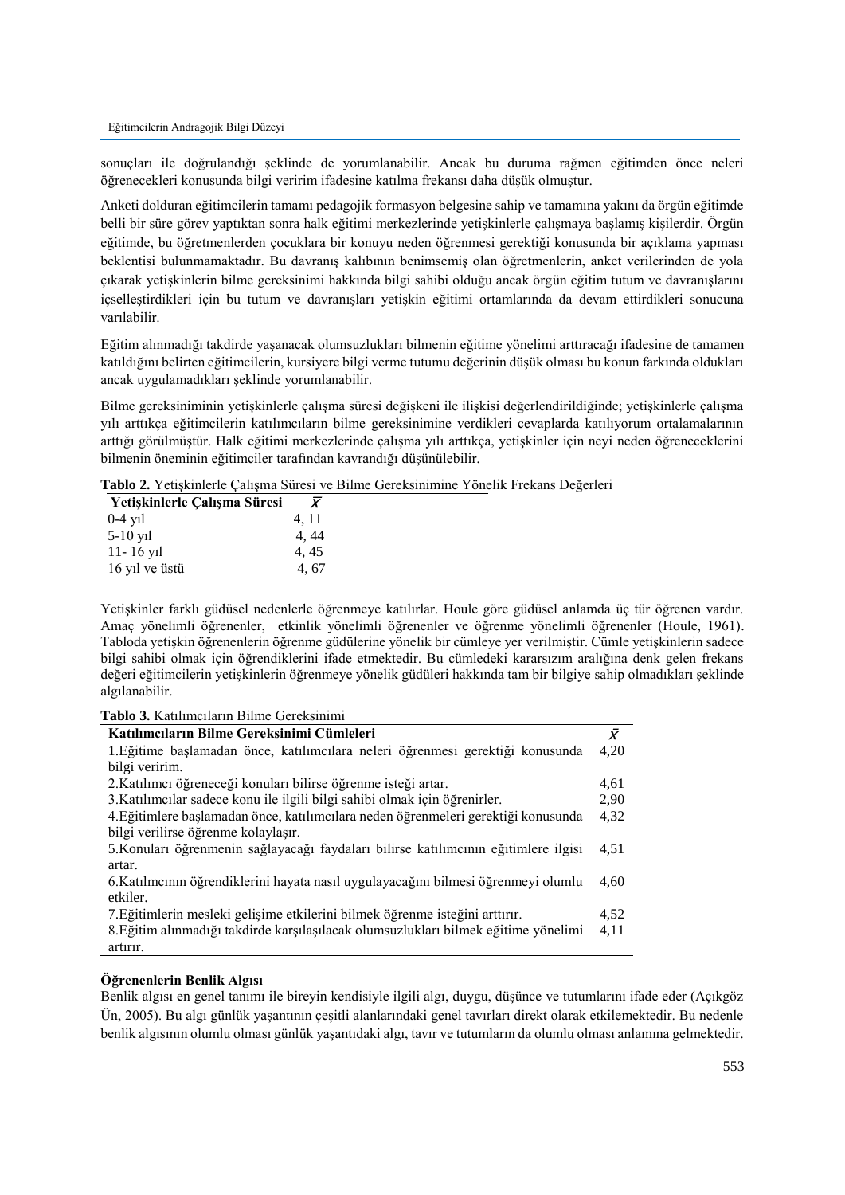sonuçları ile doğrulandığı şeklinde de yorumlanabilir. Ancak bu duruma rağmen eğitimden önce neleri öğrenecekleri konusunda bilgi veririm ifadesine katılma frekansı daha düşük olmuştur.

Anketi dolduran eğitimcilerin tamamı pedagojik formasyon belgesine sahip ve tamamına yakını da örgün eğitimde belli bir süre görev yaptıktan sonra halk eğitimi merkezlerinde yetişkinlerle çalışmaya başlamış kişilerdir. Örgün eğitimde, bu öğretmenlerden çocuklara bir konuyu neden öğrenmesi gerektiği konusunda bir açıklama yapması beklentisi bulunmamaktadır. Bu davranış kalıbının benimsemiş olan öğretmenlerin, anket verilerinden de yola çıkarak yetişkinlerin bilme gereksinimi hakkında bilgi sahibi olduğu ancak örgün eğitim tutum ve davranışlarını içselleştirdikleri için bu tutum ve davranışları yetişkin eğitimi ortamlarında da devam ettirdikleri sonucuna varılabilir.

Eğitim alınmadığı takdirde yaşanacak olumsuzlukları bilmenin eğitime yönelimi arttıracağı ifadesine de tamamen katıldığını belirten eğitimcilerin, kursiyere bilgi verme tutumu değerinin düşük olması bu konun farkında oldukları ancak uygulamadıkları şeklinde yorumlanabilir.

Bilme gereksiniminin yetişkinlerle çalışma süresi değişkeni ile ilişkisi değerlendirildiğinde; yetişkinlerle çalışma yılı arttıkça eğitimcilerin katılımcıların bilme gereksinimine verdikleri cevaplarda katılıyorum ortalamalarının arttığı görülmüştür. Halk eğitimi merkezlerinde çalışma yılı arttıkça, yetişkinler için neyi neden öğreneceklerini bilmenin öneminin eğitimciler tarafından kavrandığı düşünülebilir.

**Tablo 2.** Yetişkinlerle Çalışma Süresi ve Bilme Gereksinimine Yönelik Frekans Değerleri

| Yetişkinlerle Çalışma Süresi | $\bar{X}$ |
|---|---|
| 0-4 yıl | 4, 11 |
| 5-10 yıl | 4, 44 |
| 11- 16 yıl | 4, 45 |
| 16 yıl ve üstü | 4, 67 |

Yetişkinler farklı güdüsel nedenlerle öğrenmeye katılırlar. Houle göre güdüsel anlamda üç tür öğrenen vardır. Amaç yönelimli öğrenenler, etkinlik yönelimli öğrenenler ve öğrenme yönelimli öğrenenler (Houle, 1961). Tabloda yetişkin öğrenenlerin öğrenme güdülerine yönelik bir cümleye yer verilmiştir. Cümle yetişkinlerin sadece bilgi sahibi olmak için öğrendiklerini ifade etmektedir. Bu cümledeki kararsızım aralığına denk gelen frekans değeri eğitimcilerin yetişkinlerin öğrenmeye yönelik güdüleri hakkında tam bir bilgiye sahip olmadıkları şeklinde algılanabilir.

**Tablo 3.** Katılımcıların Bilme Gereksinimi

| Katılımcıların Bilme Gereksinimi Cümleleri | $\bar{X}$ |
|---|---|
| 1.Eğitime başlamadan önce, katılımcılara neleri öğrenmesi gerektiği konusunda bilgi veririm. | 4,20 |
| 2.Katılımcı öğreneceği konuları bilirse öğrenme isteği artar. | 4,61 |
| 3.Katılımcılar sadece konu ile ilgili bilgi sahibi olmak için öğrenirler. | 2,90 |
| 4.Eğitimlere başlamadan önce, katılımcılara neden öğrenmeleri gerektiği konusunda bilgi verilirse öğrenme kolaylaşır. | 4,32 |
| 5.Konuları öğrenmenin sağlayacağı faydaları bilirse katılımcının eğitimlere ilgisi artar. | 4,51 |
| 6.Katılımcının öğrendiklerini hayata nasıl uygulayacağını bilmesi öğrenmeyi olumlu etkiler. | 4,60 |
| 7.Eğitimlerin mesleki gelişime etkilerini bilmek öğrenme isteğini arttırır. | 4,52 |
| 8.Eğitim alınmadığı takdirde karşılaşılacak olumsuzlukları bilmek eğitime yönelimi artırır. | 4,11 |

**Öğrenenlerin Benlik Algısı**

Benlik algısı en genel tanımı ile bireyin kendisiyle ilgili algı, duygu, düşünce ve tutumlarını ifade eder (Açıkgöz Ün, 2005). Bu algı günlük yaşantının çeşitli alanlarındaki genel tavırları direkt olarak etkilemektedir. Bu nedenle benlik algısının olumlu olması günlük yaşantıdaki algı, tavır ve tutumların da olumlu olması anlamına gelmektedir.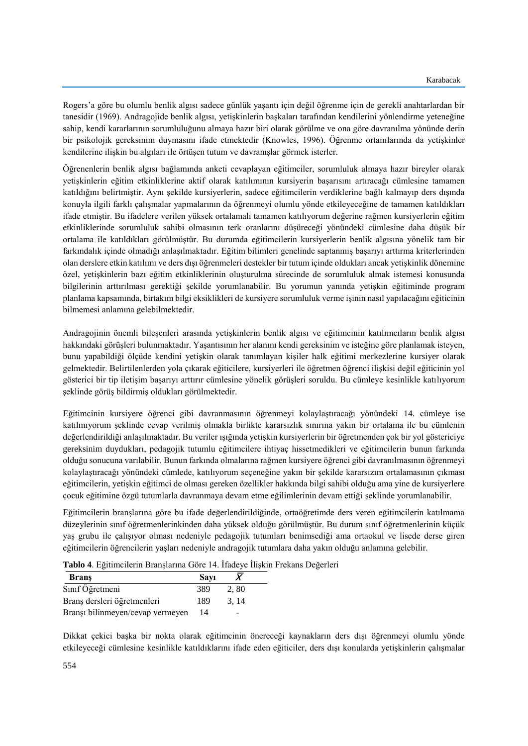Rogers'a göre bu olumlu benlik algısı sadece günlük yaşantı için değil öğrenme için de gerekli anahtarlardan bir tanesidir (1969). Andragojide benlik algısı, yetişkinlerin başkaları tarafından kendilerini yönlendirme yeteneğine sahip, kendi kararlarının sorumluluğunu almaya hazır biri olarak görülme ve ona göre davranılma yönünde derin bir psikolojik gereksinim duymasını ifade etmektedir (Knowles, 1996). Öğrenme ortamlarında da yetişkinler kendilerine ilişkin bu algıları ile örtüşen tutum ve davranışlar görmek isterler.

Öğrenenlerin benlik algısı bağlamında anketi cevaplayan eğitimciler, sorumluluk almaya hazır bireyler olarak yetişkinlerin eğitim etkinliklerine aktif olarak katılımının kursiyerin başarısını artıracağı cümlesine tamamen katıldığını belirtmiştir. Aynı şekilde kursiyerlerin, sadece eğitimcilerin verdiklerine bağlı kalmayıp ders dışında konuyla ilgili farklı çalışmalar yapmalarının da öğrenmeyi olumlu yönde etkileyeceğine de tamamen katıldıkları ifade etmiştir. Bu ifadelere verilen yüksek ortalamalı tamamen katılıyorum değerine rağmen kursiyerlerin eğitim etkinliklerinde sorumluluk sahibi olmasının terk oranlarını düşüreceği yönündeki cümlesine daha düşük bir ortalama ile katıldıkları görülmüştür. Bu durumda eğitimcilerin kursiyerlerin benlik algısına yönelik tam bir farkındalık içinde olmadığı anlaşılmaktadır. Eğitim bilimleri genelinde saptanmış başarıyı arttırma kriterlerinden olan derslere etkin katılımı ve ders dışı öğrenmeleri destekler bir tutum içinde oldukları ancak yetişkinlik dönemine özel, yetişkinlerin bazı eğitim etkinliklerinin oluşturulma sürecinde de sorumluluk almak istemesi konusunda bilgilerinin arttırılması gerektiği şekilde yorumlanabilir. Bu yorumun yanında yetişkin eğitiminde program planlama kapsamında, birtakım bilgi eksiklikleri de kursiyere sorumluluk verme işinin nasıl yapılacağını eğiticinin bilmemesi anlamına gelebilmektedir.

Andragojinin önemli bileşenleri arasında yetişkinlerin benlik algısı ve eğitimcinin katılımcıların benlik algısı hakkındaki görüşleri bulunmaktadır. Yaşantısının her alanını kendi gereksinim ve isteğine göre planlamak isteyen, bunu yapabildiği ölçüde kendini yetişkin olarak tanımlayan kişiler halk eğitimi merkezlerine kursiyer olarak gelmektedir. Belirtilenlerden yola çıkarak eğiticilere, kursiyerleri ile öğretmen öğrenci ilişkisi değil eğiticinin yol gösterici bir tip iletişim başarıyı arttırır cümlesine yönelik görüşleri soruldu. Bu cümleye kesinlikle katılıyorum şeklinde görüş bildirmiş oldukları görülmektedir.

Eğitimcinin kursiyere öğrenci gibi davranmasının öğrenmeyi kolaylaştıracağı yönündeki 14. cümleye ise katılmıyorum şeklinde cevap verilmiş olmakla birlikte kararsızlık sınırına yakın bir ortalama ile bu cümlenin değerlendirildiği anlaşılmaktadır. Bu veriler ışığında yetişkin kursiyerlerin bir öğretmenden çok bir yol göstericiye gereksinim duydukları, pedagojik tutumlu eğitimcilere ihtiyaç hissetmedikleri ve eğitimcilerin bunun farkında olduğu sonucuna varılabilir. Bunun farkında olmalarına rağmen kursiyere öğrenci gibi davranılmasının öğrenmeyi kolaylaştıracağı yönündeki cümlede, katılıyorum seçeneğine yakın bir şekilde kararsızım ortalamasının çıkması eğitimcilerin, yetişkin eğitimci de olması gereken özellikler hakkında bilgi sahibi olduğu ama yine de kursiyerlere çocuk eğitimine özgü tutumlarla davranmaya devam etme eğilimlerinin devam ettiği şeklinde yorumlanabilir.

Eğitimcilerin branşlarına göre bu ifade değerlendirildiğinde, ortaöğretimde ders veren eğitimcilerin katılmama düzeylerinin sınıf öğretmenlerinkinden daha yüksek olduğu görülmüştür. Bu durum sınıf öğretmenlerinin küçük yaş grubu ile çalışıyor olması nedeniyle pedagojik tutumları benimsediği ama ortaokul ve lisede derse giren eğitimcilerin öğrencilerin yaşları nedeniyle andragojik tutumlara daha yakın olduğu anlamına gelebilir.

**Tablo 4**. Eğitimcilerin Branşlarına Göre 14. İfadeye İlişkin Frekans Değerleri

| **Branş** | **Sayı** | $\bar{X}$ |
|---|---|---|
| Sınıf Öğretmeni | 389 | 2, 80 |
| Branş dersleri öğretmenleri | 189 | 3, 14 |
| Branşı bilinmeyen/cevap vermeyen | 14 | - |

Dikkat çekici başka bir nokta olarak eğitimcinin önereceği kaynakların ders dışı öğrenmeyi olumlu yönde etkileyeceği cümlesine kesinlikle katıldıklarını ifade eden eğiticiler, ders dışı konularda yetişkinlerin çalışmalar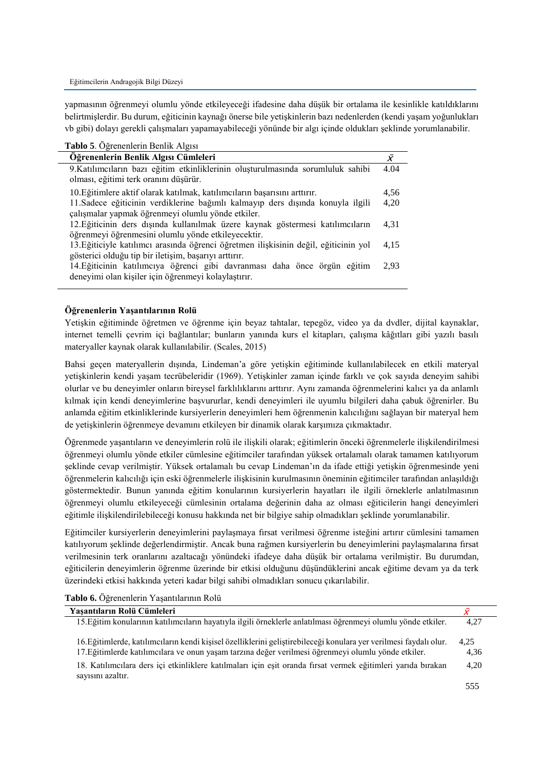yapmasının öğrenmeyi olumlu yönde etkileyeceği ifadesine daha düşük bir ortalama ile kesinlikle katıldıklarını belirtmişlerdir. Bu durum, eğiticinin kaynağı önerse bile yetişkinlerin bazı nedenlerden (kendi yaşam yoğunlukları vb gibi) dolayı gerekli çalışmaları yapamayabileceği yönünde bir algı içinde oldukları şeklinde yorumlanabilir.

**Tablo 5**. Öğrenenlerin Benlik Algısı

| Öğrenenlerin Benlik Algısı Cümleleri | $\bar{X}$ |
|---|---|
| 9.Katılımcıların bazı eğitim etkinliklerinin oluşturulmasında sorumluluk sahibi olması, eğitimi terk oranını düşürür. | 4.04 |
| 10.Eğitimlere aktif olarak katılmak, katılımcıların başarısını arttırır. | 4,56 |
| 11.Sadece eğiticinin verdiklerine bağımlı kalmayıp ders dışında konuyla ilgili çalışmalar yapmak öğrenmeyi olumlu yönde etkiler. | 4,20 |
| 12.Eğiticinin ders dışında kullanılmak üzere kaynak göstermesi katılımcıların öğrenmeyi öğrenmesini olumlu yönde etkileyecektir. | 4,31 |
| 13.Eğiticiyle katılımcı arasında öğrenci öğretmen ilişkisinin değil, eğiticinin yol gösterici olduğu tip bir iletişim, başarıyı arttırır. | 4,15 |
| 14.Eğiticinin katılımcıya öğrenci gibi davranması daha önce örgün eğitim deneyimi olan kişiler için öğrenmeyi kolaylaştırır. | 2,93 |

**Öğrenenlerin Yaşantılarının Rolü**

Yetişkin eğitiminde öğretmen ve öğrenme için beyaz tahtalar, tepegöz, video ya da dvdler, dijital kaynaklar, internet temelli çevrim içi bağlantılar; bunların yanında kurs el kitapları, çalışma kâğıtları gibi yazılı basılı materyaller kaynak olarak kullanılabilir. (Scales, 2015)

Bahsi geçen materyallerin dışında, Lindeman'a göre yetişkin eğitiminde kullanılabilecek en etkili materyal yetişkinlerin kendi yaşam tecrübeleridir (1969). Yetişkinler zaman içinde farklı ve çok sayıda deneyim sahibi olurlar ve bu deneyimler onların bireysel farklılıklarını arttırır. Aynı zamanda öğrenmelerini kalıcı ya da anlamlı kılmak için kendi deneyimlerine başvururlar, kendi deneyimleri ile uyumlu bilgileri daha çabuk öğrenirler. Bu anlamda eğitim etkinliklerinde kursiyerlerin deneyimleri hem öğrenmenin kalıcılığını sağlayan bir materyal hem de yetişkinlerin öğrenmeye devamını etkileyen bir dinamik olarak karşımıza çıkmaktadır.

Öğrenmede yaşantıların ve deneyimlerin rolü ile ilişkili olarak; eğitimlerin önceki öğrenmelerle ilişkilendirilmesi öğrenmeyi olumlu yönde etkiler cümlesine eğitimciler tarafından yüksek ortalamalı olarak tamamen katılıyorum şeklinde cevap verilmiştir. Yüksek ortalamalı bu cevap Lindeman'ın da ifade ettiği yetişkin öğrenmesinde yeni öğrenmelerin kalıcılığı için eski öğrenmelerle ilişkisinin kurulmasının öneminin eğitimciler tarafından anlaşıldığı göstermektedir. Bunun yanında eğitim konularının kursiyerlerin hayatları ile ilgili örneklerle anlatılmasının öğrenmeyi olumlu etkileyeceği cümlesinin ortalama değerinin daha az olması eğiticilerin hangi deneyimleri eğitimle ilişkilendirilebileceği konusu hakkında net bir bilgiye sahip olmadıkları şeklinde yorumlanabilir.

Eğitimciler kursiyerlerin deneyimlerini paylaşmaya fırsat verilmesi öğrenme isteğini artırır cümlesini tamamen katılıyorum şeklinde değerlendirmiştir. Ancak buna rağmen kursiyerlerin bu deneyimlerini paylaşmalarına fırsat verilmesinin terk oranlarını azaltacağı yönündeki ifadeye daha düşük bir ortalama verilmiştir. Bu durumdan, eğiticilerin deneyimlerin öğrenme üzerinde bir etkisi olduğunu düşündüklerini ancak eğitime devam ya da terk üzerindeki etkisi hakkında yeteri kadar bilgi sahibi olmadıkları sonucu çıkarılabilir.

**Tablo 6.** Öğrenenlerin Yaşantılarının Rolü

| Yaşantıların Rolü Cümleleri | $\bar{X}$ |
|---|---|
| 15.Eğitim konularının katılımcıların hayatıyla ilgili örneklerle anlatılması öğrenmeyi olumlu yönde etkiler. | 4,27 |
| 16.Eğitimlerde, katılımcıların kendi kişisel özelliklerini geliştirebileceği konulara yer verilmesi faydalı olur. | 4,25 |
| 17.Eğitimlerde katılımcılara ve onun yaşam tarzına değer verilmesi öğrenmeyi olumlu yönde etkiler. | 4,36 |
| 18. Katılımcılara ders içi etkinliklere katılmaları için eşit oranda fırsat vermek eğitimleri yarıda bırakan sayısını azaltır. | 4,20 |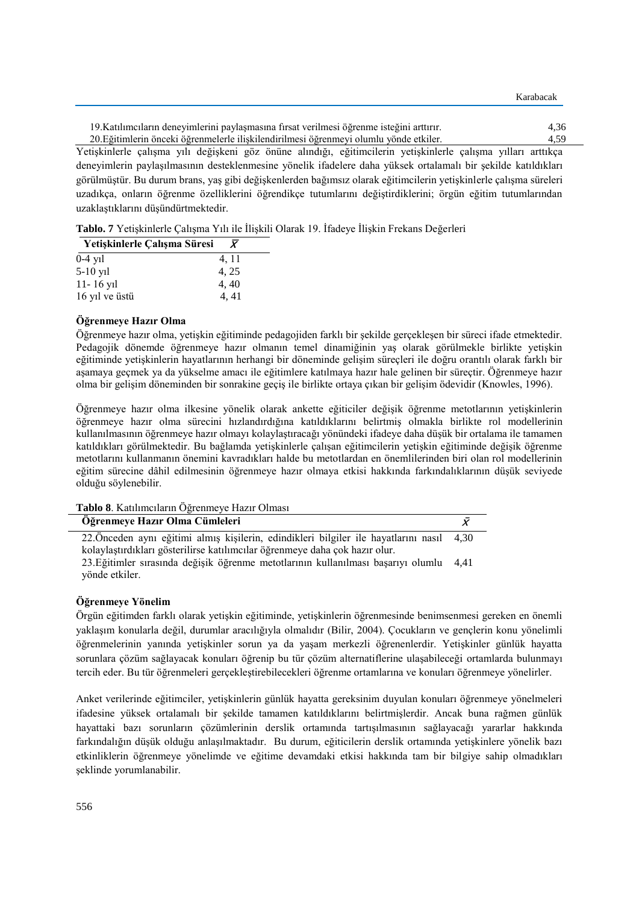| | |
|---|---|
| 19.Katılımcıların deneyimlerini paylaşmasına fırsat verilmesi öğrenme isteğini arttırır. | 4,36 |
| 20.Eğitimlerin önceki öğrenmelerle ilişkilendirilmesi öğrenmeyi olumlu yönde etkiler. | 4,59 |

Yetişkinlerle çalışma yılı değişkeni göz önüne alındığı, eğitimcilerin yetişkinlerle çalışma yılları arttıkça deneyimlerin paylaşılmasının desteklenmesine yönelik ifadelere daha yüksek ortalamalı bir şekilde katıldıkları görülmüştür. Bu durum brans, yaş gibi değişkenlerden bağımsız olarak eğitimcilerin yetişkinlerle çalışma süreleri uzadıkça, onların öğrenme özelliklerini öğrendikçe tutumlarını değiştirdiklerini; örgün eğitim tutumlarından uzaklaştıklarını düşündürtmektedir.

**Tablo. 7** Yetişkinlerle Çalışma Yılı ile İlişkili Olarak 19. İfadeye İlişkin Frekans Değerleri

| Yetişkinlerle Çalışma Süresi | $\bar{X}$ |
|---|---|
| 0-4 yıl | 4, 11 |
| 5-10 yıl | 4, 25 |
| 11- 16 yıl | 4, 40 |
| 16 yıl ve üstü | 4, 41 |

**Öğrenmeye Hazır Olma**

Öğrenmeye hazır olma, yetişkin eğitiminde pedagojiden farklı bir şekilde gerçekleşen bir süreci ifade etmektedir. Pedagojik dönemde öğrenmeye hazır olmanın temel dinamiğinin yaş olarak görülmekle birlikte yetişkin eğitiminde yetişkinlerin hayatlarının herhangi bir döneminde gelişim süreçleri ile doğru orantılı olarak farklı bir aşamaya geçmek ya da yükselme amacı ile eğitimlere katılmaya hazır hale gelinen bir süreçtir. Öğrenmeye hazır olma bir gelişim döneminden bir sonrakine geçiş ile birlikte ortaya çıkan bir gelişim ödevidir (Knowles, 1996).

Öğrenmeye hazır olma ilkesine yönelik olarak ankette eğiticiler değişik öğrenme metotlarının yetişkinlerin öğrenmeye hazır olma sürecini hızlandırdığına katıldıklarını belirtmiş olmakla birlikte rol modellerinin kullanılmasının öğrenmeye hazır olmayı kolaylaştıracağı yönündeki ifadeye daha düşük bir ortalama ile tamamen katıldıkları görülmektedir. Bu bağlamda yetişkinlerle çalışan eğitimcilerin yetişkin eğitiminde değişik öğrenme metotlarını kullanmanın önemini kavradıkları halde bu metotlardan en önemlilerinden biri olan rol modellerinin eğitim sürecine dâhil edilmesinin öğrenmeye hazır olmaya etkisi hakkında farkındalıklarının düşük seviyede olduğu söylenebilir.

**Tablo 8**. Katılımcıların Öğrenmeye Hazır Olması

| Öğrenmeye Hazır Olma Cümleleri | $\bar{X}$ |
|---|---|
| 22.Önceden aynı eğitimi almış kişilerin, edindikleri bilgiler ile hayatlarını nasıl kolaylaştırdıkları gösterilirse katılımcılar öğrenmeye daha çok hazır olur. | 4,30 |
| 23.Eğitimler sırasında değişik öğrenme metotlarının kullanılması başarıyı olumlu yönde etkiler. | 4,41 |

**Öğrenmeye Yönelim**

Örgün eğitimden farklı olarak yetişkin eğitiminde, yetişkinlerin öğrenmesinde benimsenmesi gereken en önemli yaklaşım konularla değil, durumlar aracılığıyla olmalıdır (Bilir, 2004). Çocukların ve gençlerin konu yönelimli öğrenmelerinin yanında yetişkinler sorun ya da yaşam merkezli öğrenenlerdir. Yetişkinler günlük hayatta sorunlara çözüm sağlayacak konuları öğrenip bu tür çözüm alternatiflerine ulaşabileceği ortamlarda bulunmayı tercih eder. Bu tür öğrenmeleri gerçekleştirebilecekleri öğrenme ortamlarına ve konuları öğrenmeye yönelirler.

Anket verilerinde eğitimciler, yetişkinlerin günlük hayatta gereksinim duyulan konuları öğrenmeye yönelmeleri ifadesine yüksek ortalamalı bir şekilde tamamen katıldıklarını belirtmişlerdir. Ancak buna rağmen günlük hayattaki bazı sorunların çözümlerinin derslik ortamında tartışılmasının sağlayacağı yararlar hakkında farkındalığın düşük olduğu anlaşılmaktadır. Bu durum, eğiticilerin derslik ortamında yetişkinlere yönelik bazı etkinliklerin öğrenmeye yönelimde ve eğitime devamdaki etkisi hakkında tam bir bilgiye sahip olmadıkları şeklinde yorumlanabilir.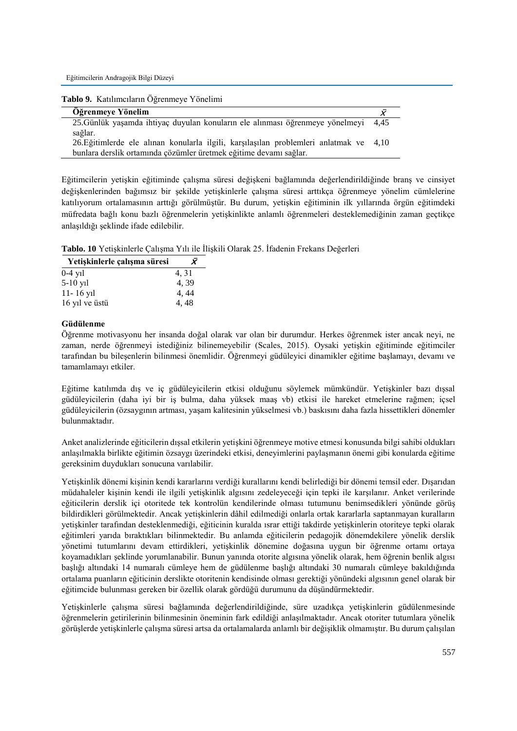**Tablo 9.** Katılımcıların Öğrenmeye Yönelimi

| Öğrenmeye Yönelim | $\bar{x}$ |
|---|---|
| 25.Günlük yaşamda ihtiyaç duyulan konuların ele alınması öğrenmeye yönelmeyi sağlar. | 4,45 |
| 26.Eğitimlerde ele alınan konularla ilgili, karşılaşılan problemleri anlatmak ve bunlara derslik ortamında çözümler üretmek eğitime devamı sağlar. | 4,10 |

Eğitimcilerin yetişkin eğitiminde çalışma süresi değişkeni bağlamında değerlendirildiğinde branş ve cinsiyet değişkenlerinden bağımsız bir şekilde yetişkinlerle çalışma süresi arttıkça öğrenmeye yönelim cümlelerine katılıyorum ortalamasının arttığı görülmüştür. Bu durum, yetişkin eğitiminin ilk yıllarında örgün eğitimdeki müfredata bağlı konu bazlı öğrenmelerin yetişkinlikte anlamlı öğrenmeleri desteklemediğinin zaman geçtikçe anlaşıldığı şeklinde ifade edilebilir.

**Tablo. 10** Yetişkinlerle Çalışma Yılı ile İlişkili Olarak 25. İfadenin Frekans Değerleri

| Yetişkinlerle çalışma süresi | $\bar{x}$ |
|---|---|
| 0-4 yıl | 4, 31 |
| 5-10 yıl | 4, 39 |
| 11- 16 yıl | 4, 44 |
| 16 yıl ve üstü | 4, 48 |

**Güdülenme**

Öğrenme motivasyonu her insanda doğal olarak var olan bir durumdur. Herkes öğrenmek ister ancak neyi, ne zaman, nerde öğrenmeyi istediğiniz bilinemeyebilir (Scales, 2015). Oysaki yetişkin eğitiminde eğitimciler tarafından bu bileşenlerin bilinmesi önemlidir. Öğrenmeyi güdüleyici dinamikler eğitime başlamayı, devamı ve tamamlamayı etkiler.

Eğitime katılımda dış ve iç güdüleyicilerin etkisi olduğunu söylemek mümkündür. Yetişkinler bazı dışsal güdüleyicilerin (daha iyi bir iş bulma, daha yüksek maaş vb) etkisi ile hareket etmelerine rağmen; içsel güdüleyicilerin (özsaygının artması, yaşam kalitesinin yükselmesi vb.) baskısını daha fazla hissettikleri dönemler bulunmaktadır.

Anket analizlerinde eğiticilerin dışsal etkilerin yetişkini öğrenmeye motive etmesi konusunda bilgi sahibi oldukları anlaşılmakla birlikte eğitimin özsaygı üzerindeki etkisi, deneyimlerini paylaşmanın önemi gibi konularda eğitime gereksinim duydukları sonucuna varılabilir.

Yetişkinlik dönemi kişinin kendi kararlarını verdiği kurallarını kendi belirlediği bir dönemi temsil eder. Dışarıdan müdahaleler kişinin kendi ile ilgili yetişkinlik algısını zedeleyeceği için tepki ile karşılanır. Anket verilerinde eğiticilerin derslik içi otoritede tek kontrolün kendilerinde olması tutumunu benimsedikleri yönünde görüş bildirdikleri görülmektedir. Ancak yetişkinlerin dâhil edilmediği onlarla ortak kararlarla saptanmayan kuralların yetişkinler tarafından desteklenmediği, eğiticinin kuralda ısrar ettiği takdirde yetişkinlerin otoriteye tepki olarak eğitimleri yarıda bıraktıkları bilinmektedir. Bu anlamda eğiticilerin pedagojik dönemdekilere yönelik derslik yönetimi tutumlarını devam ettirdikleri, yetişkinlik dönemine doğasına uygun bir öğrenme ortamı ortaya koyamadıkları şeklinde yorumlanabilir. Bunun yanında otorite algısına yönelik olarak, hem öğrenin benlik algısı başlığı altındaki 14 numaralı cümleye hem de güdülenme başlığı altındaki 30 numaralı cümleye bakıldığında ortalama puanların eğiticinin derslikte otoritenin kendisinde olması gerektiği yönündeki algısının genel olarak bir eğitimcide bulunması gereken bir özellik olarak gördüğü durumunu da düşündürmektedir.

Yetişkinlerle çalışma süresi bağlamında değerlendirildiğinde, süre uzadıkça yetişkinlerin güdülenmesinde öğrenmelerin getirilerinin bilinmesinin öneminin fark edildiği anlaşılmaktadır. Ancak otoriter tutumlara yönelik görüşlerde yetişkinlerle çalışma süresi artsa da ortalamalarda anlamlı bir değişiklik olmamıştır. Bu durum çalışılan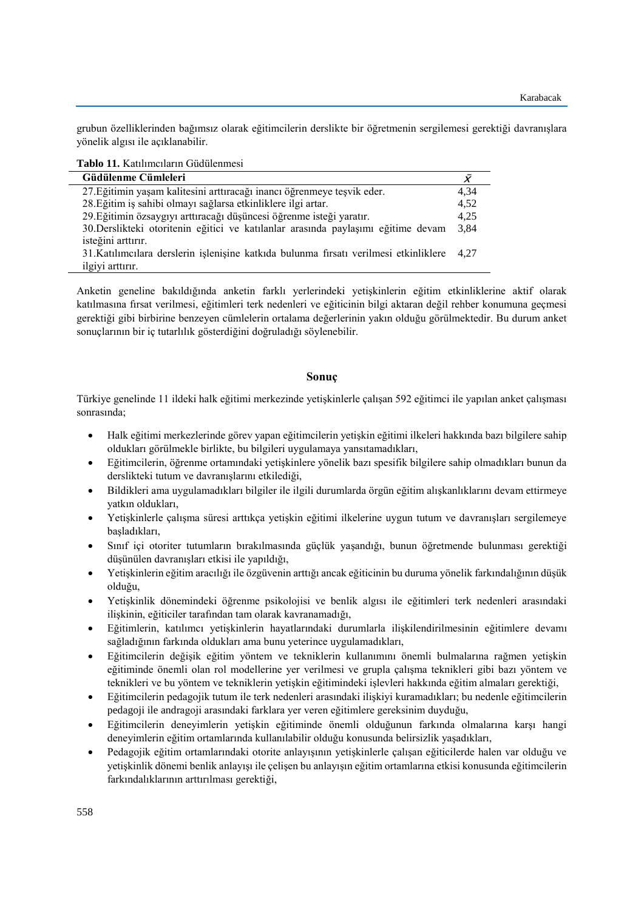grubun özelliklerinden bağımsız olarak eğitimcilerin derslikte bir öğretmenin sergilemesi gerektiği davranışlara yönelik algısı ile açıklanabilir.

**Tablo 11.** Katılımcıların Güdülenmesi

| Güdülenme Cümleleri | $\bar{x}$ |
|---|---|
| 27.Eğitimin yaşam kalitesini arttıracağı inancı öğrenmeye teşvik eder. | 4,34 |
| 28.Eğitim iş sahibi olmayı sağlarsa etkinliklere ilgi artar. | 4,52 |
| 29.Eğitimin özsaygıyı arttıracağı düşüncesi öğrenme isteği yaratır. | 4,25 |
| 30.Derslikteki otoritenin eğitici ve katılanlar arasında paylaşımı eğitime devam isteğini arttırır. | 3,84 |
| 31.Katılımcılara derslerin işlenişine katkıda bulunma fırsatı verilmesi etkinliklere ilgiyi arttırır. | 4,27 |

Anketin geneline bakıldığında anketin farklı yerlerindeki yetişkinlerin eğitim etkinliklerine aktif olarak katılmasına fırsat verilmesi, eğitimleri terk nedenleri ve eğiticinin bilgi aktaran değil rehber konumuna geçmesi gerektiği gibi birbirine benzeyen cümlelerin ortalama değerlerinin yakın olduğu görülmektedir. Bu durum anket sonuçlarının bir iç tutarlılık gösterdiğini doğruladığı söylenebilir.

## Sonuç

Türkiye genelinde 11 ildeki halk eğitimi merkezinde yetişkinlerle çalışan 592 eğitimci ile yapılan anket çalışması sonrasında;

- Halk eğitimi merkezlerinde görev yapan eğitimcilerin yetişkin eğitimi ilkeleri hakkında bazı bilgilere sahip oldukları görülmekle birlikte, bu bilgileri uygulamaya yansıtamadıkları,
- Eğitimcilerin, öğrenme ortamındaki yetişkinlere yönelik bazı spesifik bilgilere sahip olmadıkları bunun da derslikteki tutum ve davranışlarını etkilediği,
- Bildikleri ama uygulamadıkları bilgiler ile ilgili durumlarda örgün eğitim alışkanlıklarını devam ettirmeye yatkın oldukları,
- Yetişkinlerle çalışma süresi arttıkça yetişkin eğitimi ilkelerine uygun tutum ve davranışları sergilemeye başladıkları,
- Sınıf içi otoriter tutumların bırakılmasında güçlük yaşandığı, bunun öğretmende bulunması gerektiği düşünülen davranışları etkisi ile yapıldığı,
- Yetişkinlerin eğitim aracılığı ile özgüvenin arttığı ancak eğiticinin bu duruma yönelik farkındalığının düşük olduğu,
- Yetişkinlik dönemindeki öğrenme psikolojisi ve benlik algısı ile eğitimleri terk nedenleri arasındaki ilişkinin, eğiticiler tarafından tam olarak kavranamadığı,
- Eğitimlerin, katılımcı yetişkinlerin hayatlarındaki durumlarla ilişkilendirilmesinin eğitimlere devamı sağladığının farkında oldukları ama bunu yeterince uygulamadıkları,
- Eğitimcilerin değişik eğitim yöntem ve tekniklerin kullanımını önemli bulmalarına rağmen yetişkin eğitiminde önemli olan rol modellerine yer verilmesi ve grupla çalışma teknikleri gibi bazı yöntem ve teknikleri ve bu yöntem ve tekniklerin yetişkin eğitimindeki işlevleri hakkında eğitim almaları gerektiği,
- Eğitimcilerin pedagojik tutum ile terk nedenleri arasındaki ilişkiyi kuramadıkları; bu nedenle eğitimcilerin pedagoji ile andragoji arasındaki farklara yer veren eğitimlere gereksinim duyduğu,
- Eğitimcilerin deneyimlerin yetişkin eğitiminde önemli olduğunun farkında olmalarına karşı hangi deneyimlerin eğitim ortamlarında kullanılabilir olduğu konusunda belirsizlik yaşadıkları,
- Pedagojik eğitim ortamlarındaki otorite anlayışının yetişkinlerle çalışan eğiticilerde halen var olduğu ve yetişkinlik dönemi benlik anlayışı ile çelişen bu anlayışın eğitim ortamlarına etkisi konusunda eğitimcilerin farkındalıklarının arttırılması gerektiği,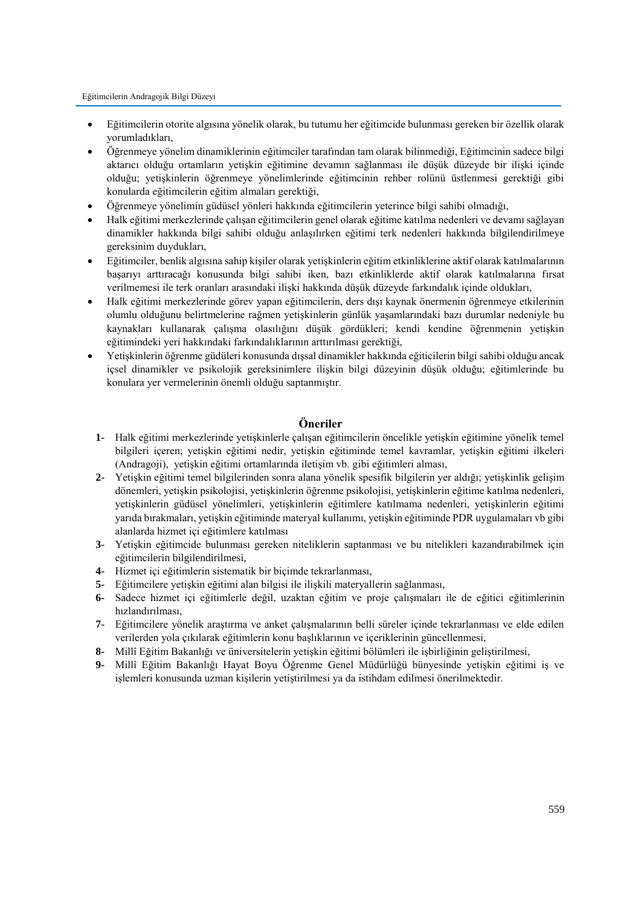- Eğitimcilerin otorite algısına yönelik olarak, bu tutumu her eğitimcide bulunması gereken bir özellik olarak yorumladıkları,
- Öğrenmeye yönelim dinamiklerinin eğitimciler tarafından tam olarak bilinmediği, Eğitimcinin sadece bilgi aktarıcı olduğu ortamların yetişkin eğitimine devamın sağlanması ile düşük düzeyde bir ilişki içinde olduğu; yetişkinlerin öğrenmeye yönelimlerinde eğitimcinin rehber rolünü üstlenmesi gerektiği gibi konularda eğitimcilerin eğitim almaları gerektiği,
- Öğrenmeye yönelimin güdüsel yönleri hakkında eğitimcilerin yeterince bilgi sahibi olmadığı,
- Halk eğitimi merkezlerinde çalışan eğitimcilerin genel olarak eğitime katılma nedenleri ve devamı sağlayan dinamikler hakkında bilgi sahibi olduğu anlaşılırken eğitimi terk nedenleri hakkında bilgilendirilmeye gereksinim duydukları,
- Eğitimciler, benlik algısına sahip kişiler olarak yetişkinlerin eğitim etkinliklerine aktif olarak katılmalarının başarıyı arttıracağı konusunda bilgi sahibi iken, bazı etkinliklerde aktif olarak katılmalarına fırsat verilmemesi ile terk oranları arasındaki ilişki hakkında düşük düzeyde farkındalık içinde oldukları,
- Halk eğitimi merkezlerinde görev yapan eğitimcilerin, ders dışı kaynak önermenin öğrenmeye etkilerinin olumlu olduğunu belirtmelerine rağmen yetişkinlerin günlük yaşamlarındaki bazı durumlar nedeniyle bu kaynakları kullanarak çalışma olasılığını düşük gördükleri; kendi kendine öğrenmenin yetişkin eğitimindeki yeri hakkındaki farkındalıklarının arttırılması gerektiği,
- Yetişkinlerin öğrenme güdüleri konusunda dışsal dinamikler hakkında eğiticilerin bilgi sahibi olduğu ancak içsel dinamikler ve psikolojik gereksinimlere ilişkin bilgi düzeyinin düşük olduğu; eğitimlerinde bu konulara yer vermelerinin önemli olduğu saptanmıştır.

## Öneriler

**1-** Halk eğitimi merkezlerinde yetişkinlerle çalışan eğitimcilerin öncelikle yetişkin eğitimine yönelik temel bilgileri içeren; yetişkin eğitimi nedir, yetişkin eğitiminde temel kavramlar, yetişkin eğitimi ilkeleri (Andragoji), yetişkin eğitimi ortamlarında iletişim vb. gibi eğitimleri alması,

**2-** Yetişkin eğitimi temel bilgilerinden sonra alana yönelik spesifik bilgilerin yer aldığı; yetişkinlik gelişim dönemleri, yetişkin psikolojisi, yetişkinlerin öğrenme psikolojisi, yetişkinlerin eğitime katılma nedenleri, yetişkinlerin güdüsel yönelimleri, yetişkinlerin eğitimlere katılmama nedenleri, yetişkinlerin eğitimi yarıda bırakmaları, yetişkin eğitiminde materyal kullanımı, yetişkin eğitiminde PDR uygulamaları vb gibi alanlarda hizmet içi eğitimlere katılması

**3-** Yetişkin eğitimcide bulunması gereken niteliklerin saptanması ve bu nitelikleri kazandırabilmek için eğitimcilerin bilgilendirilmesi,

**4-** Hizmet içi eğitimlerin sistematik bir biçimde tekrarlanması,

**5-** Eğitimcilere yetişkin eğitimi alan bilgisi ile ilişkili materyallerin sağlanması,

**6-** Sadece hizmet içi eğitimlerle değil, uzaktan eğitim ve proje çalışmaları ile de eğitici eğitimlerinin hızlandırılması,

**7-** Eğitimcilere yönelik araştırma ve anket çalışmalarının belli süreler içinde tekrarlanması ve elde edilen verilerden yola çıkılarak eğitimlerin konu başlıklarının ve içeriklerinin güncellenmesi,

**8-** Millî Eğitim Bakanlığı ve üniversitelerin yetişkin eğitimi bölümleri ile işbirliğinin geliştirilmesi,

**9-** Millî Eğitim Bakanlığı Hayat Boyu Öğrenme Genel Müdürlüğü bünyesinde yetişkin eğitimi iş ve işlemleri konusunda uzman kişilerin yetiştirilmesi ya da istihdam edilmesi önerilmektedir.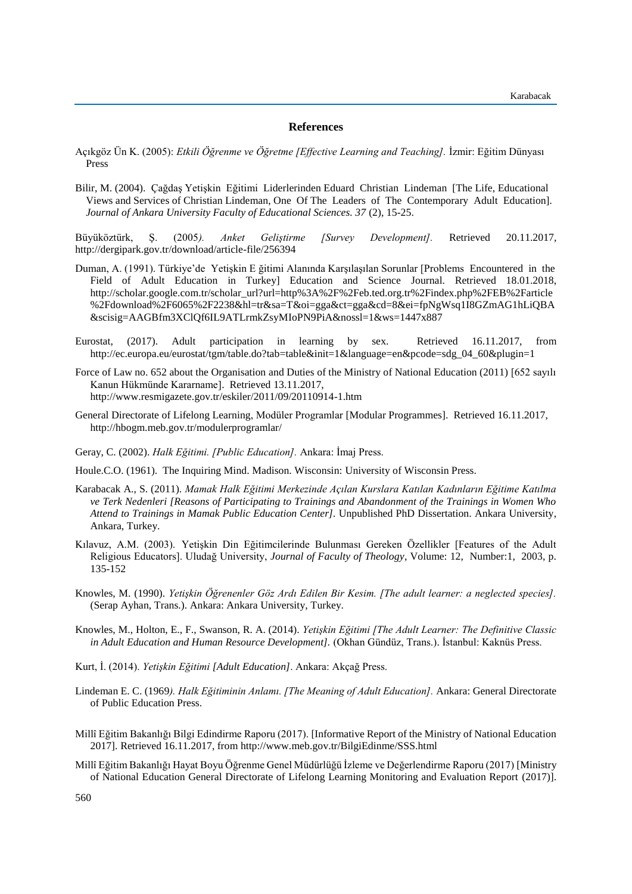## References

Açıkgöz Ün K. (2005): *Etkili Öğrenme ve Öğretme [Effective Learning and Teaching].* İzmir: Eğitim Dünyası Press

Bilir, M. (2004). Çağdaş Yetişkin Eğitimi Liderlerinden Eduard Christian Lindeman [The Life, Educational Views and Services of Christian Lindeman, One Of The Leaders of The Contemporary Adult Education]. *Journal of Ankara University Faculty of Educational Sciences. 37* (2), 15-25.

Büyüköztürk, Ş. (2005*). Anket Geliştirme [Survey Development].* Retrieved 20.11.2017, http://dergipark.gov.tr/download/article-file/256394

Duman, A. (1991). Türkiye'de Yetişkin E ğitimi Alanında Karşılaşılan Sorunlar [Problems Encountered in the Field of Adult Education in Turkey] Education and Science Journal. Retrieved 18.01.2018, http://scholar.google.com.tr/scholar_url?url=http%3A%2F%2Feb.ted.org.tr%2Findex.php%2FEB%2Farticle%2Fdownload%2F6065%2F2238&hl=tr&sa=T&oi=gga&ct=gga&cd=8&ei=fpNgWsq1I8GZmAG1hLiQBA&scisig=AAGBfm3XClQf6IL9ATLrmkZsyMIoPN9PiA&nossl=1&ws=1447x887

Eurostat, (2017). Adult participation in learning by sex. Retrieved 16.11.2017, from http://ec.europa.eu/eurostat/tgm/table.do?tab=table&init=1&language=en&pcode=sdg_04_60&plugin=1

Force of Law no. 652 about the Organisation and Duties of the Ministry of National Education (2011) [652 sayılı Kanun Hükmünde Kararname]. Retrieved 13.11.2017, http://www.resmigazete.gov.tr/eskiler/2011/09/20110914-1.htm

General Directorate of Lifelong Learning, Modüler Programlar [Modular Programmes]. Retrieved 16.11.2017, http://hbogm.meb.gov.tr/modulerprogramlar/

Geray, C. (2002). *Halk Eğitimi. [Public Education].* Ankara: İmaj Press.

Houle.C.O. (1961). The Inquiring Mind. Madison. Wisconsin: University of Wisconsin Press.

Karabacak A., S. (2011). *Mamak Halk Eğitimi Merkezinde Açılan Kurslara Katılan Kadınların Eğitime Katılma ve Terk Nedenleri [Reasons of Participating to Trainings and Abandonment of the Trainings in Women Who Attend to Trainings in Mamak Public Education Center].* Unpublished PhD Dissertation. Ankara University, Ankara, Turkey.

Kılavuz, A.M. (2003). Yetişkin Din Eğitimcilerinde Bulunması Gereken Özellikler [Features of the Adult Religious Educators]. Uludağ University, *Journal of Faculty of Theology*, Volume: 12, Number:1, 2003, p. 135-152

Knowles, M. (1990). *Yetişkin Öğrenenler Göz Ardı Edilen Bir Kesim. [The adult learner: a neglected species].* (Serap Ayhan, Trans.). Ankara: Ankara University, Turkey.

Knowles, M., Holton, E., F., Swanson, R. A. (2014). *Yetişkin Eğitimi [The Adult Learner: The Definitive Classic in Adult Education and Human Resource Development].* (Okhan Gündüz, Trans.). İstanbul: Kaknüs Press.

Kurt, İ. (2014). *Yetişkin Eğitimi [Adult Education]*. Ankara: Akçağ Press.

Lindeman E. C. (1969*). Halk Eğitiminin Anlamı. [The Meaning of Adult Education].* Ankara: General Directorate of Public Education Press.

Millî Eğitim Bakanlığı Bilgi Edindirme Raporu (2017). [Informative Report of the Ministry of National Education 2017]. Retrieved 16.11.2017, from http://www.meb.gov.tr/BilgiEdinme/SSS.html

Millî Eğitim Bakanlığı Hayat Boyu Öğrenme Genel Müdürlüğü İzleme ve Değerlendirme Raporu (2017) [Ministry of National Education General Directorate of Lifelong Learning Monitoring and Evaluation Report (2017)].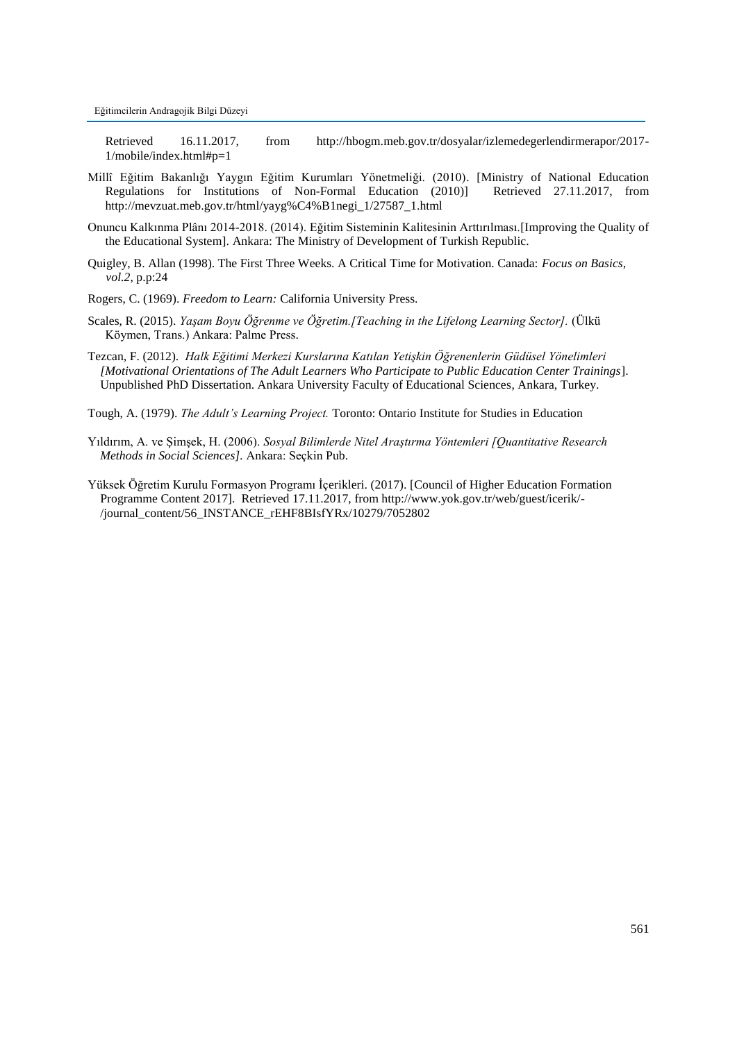Retrieved 16.11.2017, from http://hbogm.meb.gov.tr/dosyalar/izlemedegerlendirmerapor/2017-1/mobile/index.html#p=1

Millî Eğitim Bakanlığı Yaygın Eğitim Kurumları Yönetmeliği. (2010). [Ministry of National Education Regulations for Institutions of Non-Formal Education (2010)] Retrieved 27.11.2017, from http://mevzuat.meb.gov.tr/html/yayg%C4%B1negi_1/27587_1.html

Onuncu Kalkınma Plânı 2014-2018. (2014). Eğitim Sisteminin Kalitesinin Arttırılması.[Improving the Quality of the Educational System]. Ankara: The Ministry of Development of Turkish Republic.

Quigley, B. Allan (1998). The First Three Weeks. A Critical Time for Motivation. Canada: *Focus on Basics, vol.2*, p.p:24

Rogers, C. (1969). *Freedom to Learn:* California University Press.

Scales, R. (2015). *Yaşam Boyu Öğrenme ve Öğretim.[Teaching in the Lifelong Learning Sector].* (Ülkü Köymen, Trans.) Ankara: Palme Press.

Tezcan, F. (2012). *Halk Eğitimi Merkezi Kurslarına Katılan Yetişkin Öğrenenlerin Güdüsel Yönelimleri [Motivational Orientations of The Adult Learners Who Participate to Public Education Center Trainings*]. Unpublished PhD Dissertation. Ankara University Faculty of Educational Sciences, Ankara, Turkey.

Tough, A. (1979). *The Adult's Learning Project.* Toronto: Ontario Institute for Studies in Education

Yıldırım, A. ve Şimşek, H. (2006). *Sosyal Bilimlerde Nitel Araştırma Yöntemleri [Quantitative Research Methods in Social Sciences].* Ankara: Seçkin Pub.

Yüksek Öğretim Kurulu Formasyon Programı İçerikleri. (2017). [Council of Higher Education Formation Programme Content 2017]. Retrieved 17.11.2017, from http://www.yok.gov.tr/web/guest/icerik/-/journal_content/56_INSTANCE_rEHF8BIsfYRx/10279/7052802